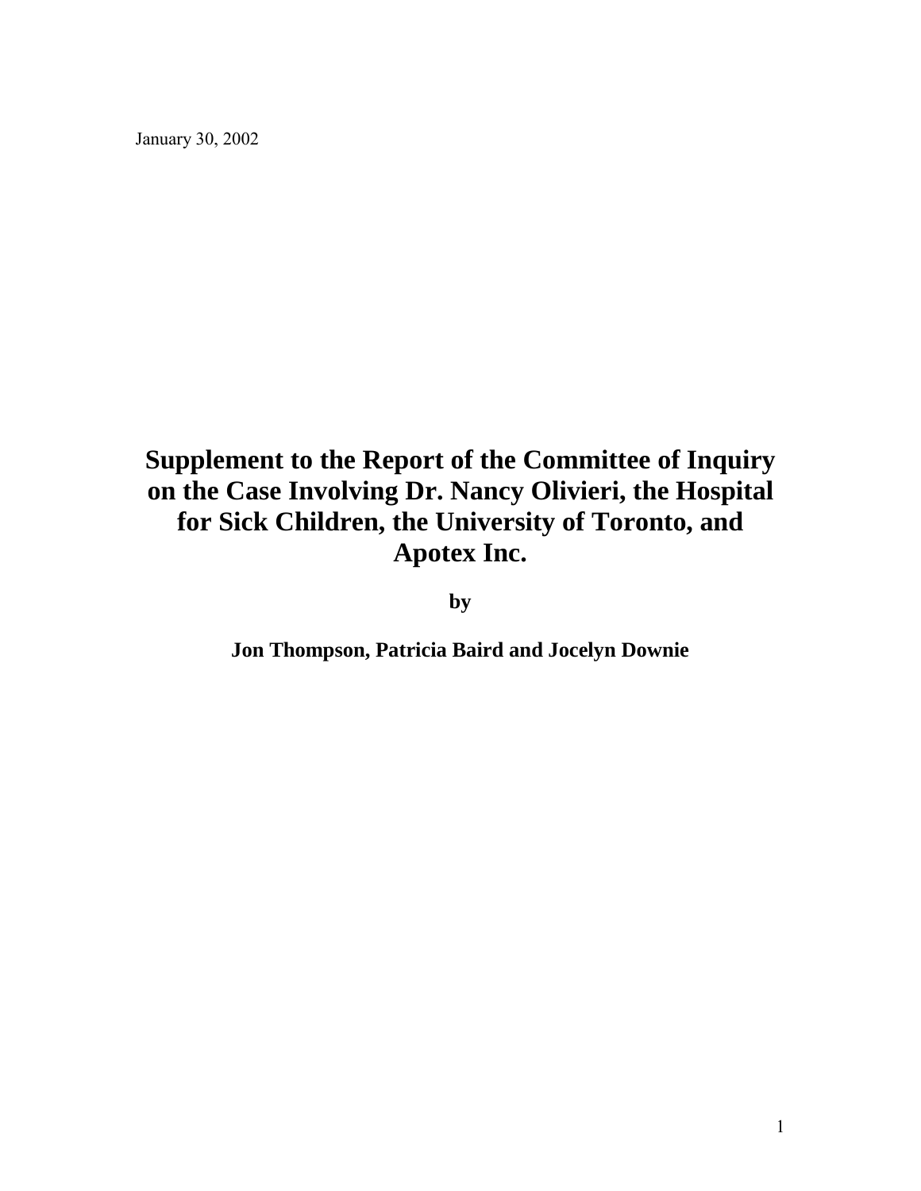January 30, 2002

# Supplement to the Report of the Committee of Inquiry on the Case Involving Dr. Nancy Olivieri, the Hospital for Sick Children, the University of Toronto, and Apotex Inc.

**by**

**Jon Thompson, Patricia Baird and Jocelyn Downie**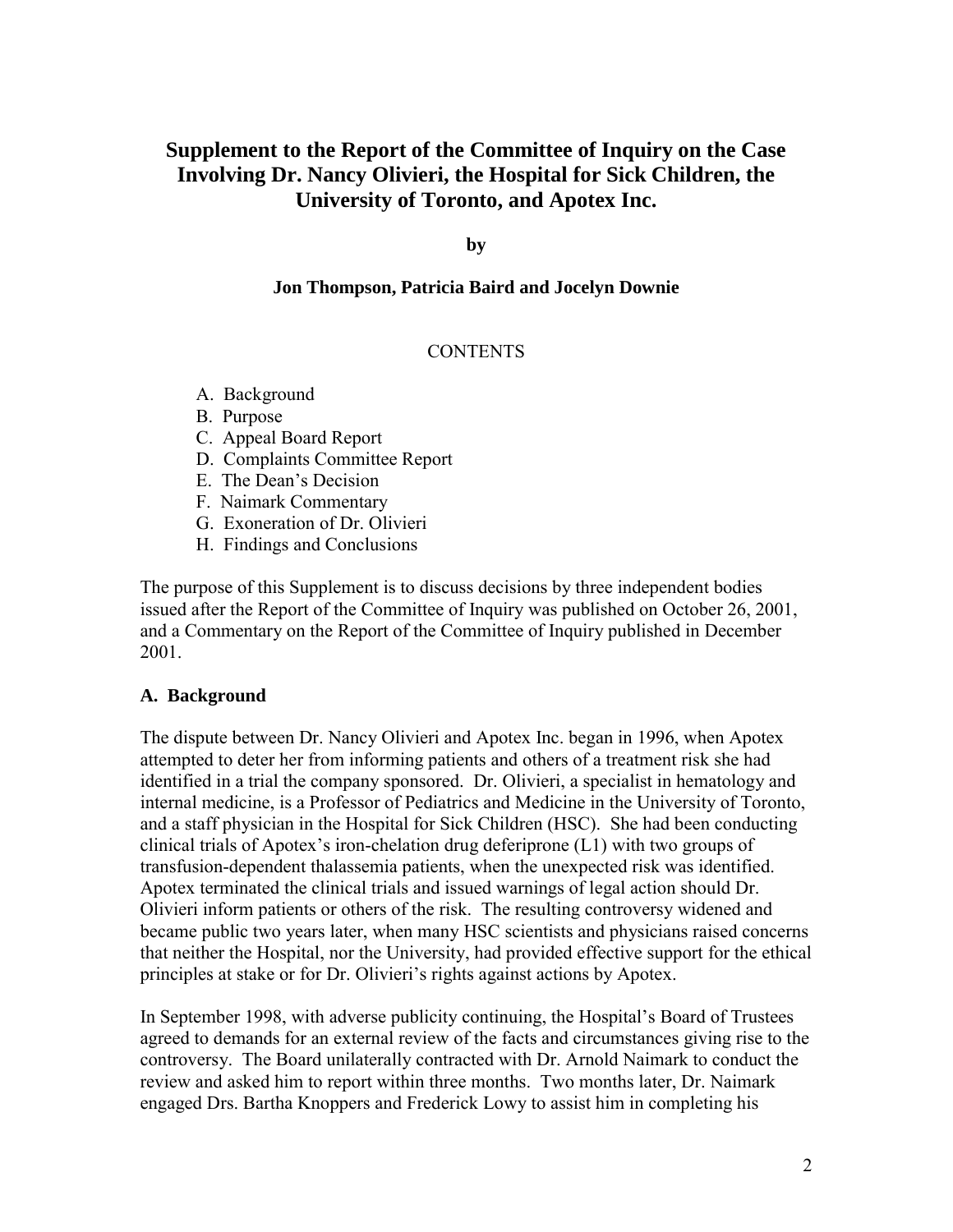# Supplement to the Report of the Committee of Inquiry on the Case Involving Dr. Nancy Olivieri, the Hospital for Sick Children, the University of Toronto, and Apotex Inc.

**by**

**Jon Thompson, Patricia Baird and Jocelyn Downie**

CONTENTS

A. Background
B. Purpose
C. Appeal Board Report
D. Complaints Committee Report
E. The Dean's Decision
F. Naimark Commentary
G. Exoneration of Dr. Olivieri
H. Findings and Conclusions

The purpose of this Supplement is to discuss decisions by three independent bodies issued after the Report of the Committee of Inquiry was published on October 26, 2001, and a Commentary on the Report of the Committee of Inquiry published in December 2001.

## A. Background

The dispute between Dr. Nancy Olivieri and Apotex Inc. began in 1996, when Apotex attempted to deter her from informing patients and others of a treatment risk she had identified in a trial the company sponsored. Dr. Olivieri, a specialist in hematology and internal medicine, is a Professor of Pediatrics and Medicine in the University of Toronto, and a staff physician in the Hospital for Sick Children (HSC). She had been conducting clinical trials of Apotex's iron-chelation drug deferiprone (L1) with two groups of transfusion-dependent thalassemia patients, when the unexpected risk was identified. Apotex terminated the clinical trials and issued warnings of legal action should Dr. Olivieri inform patients or others of the risk. The resulting controversy widened and became public two years later, when many HSC scientists and physicians raised concerns that neither the Hospital, nor the University, had provided effective support for the ethical principles at stake or for Dr. Olivieri's rights against actions by Apotex.

In September 1998, with adverse publicity continuing, the Hospital's Board of Trustees agreed to demands for an external review of the facts and circumstances giving rise to the controversy. The Board unilaterally contracted with Dr. Arnold Naimark to conduct the review and asked him to report within three months. Two months later, Dr. Naimark engaged Drs. Bartha Knoppers and Frederick Lowy to assist him in completing his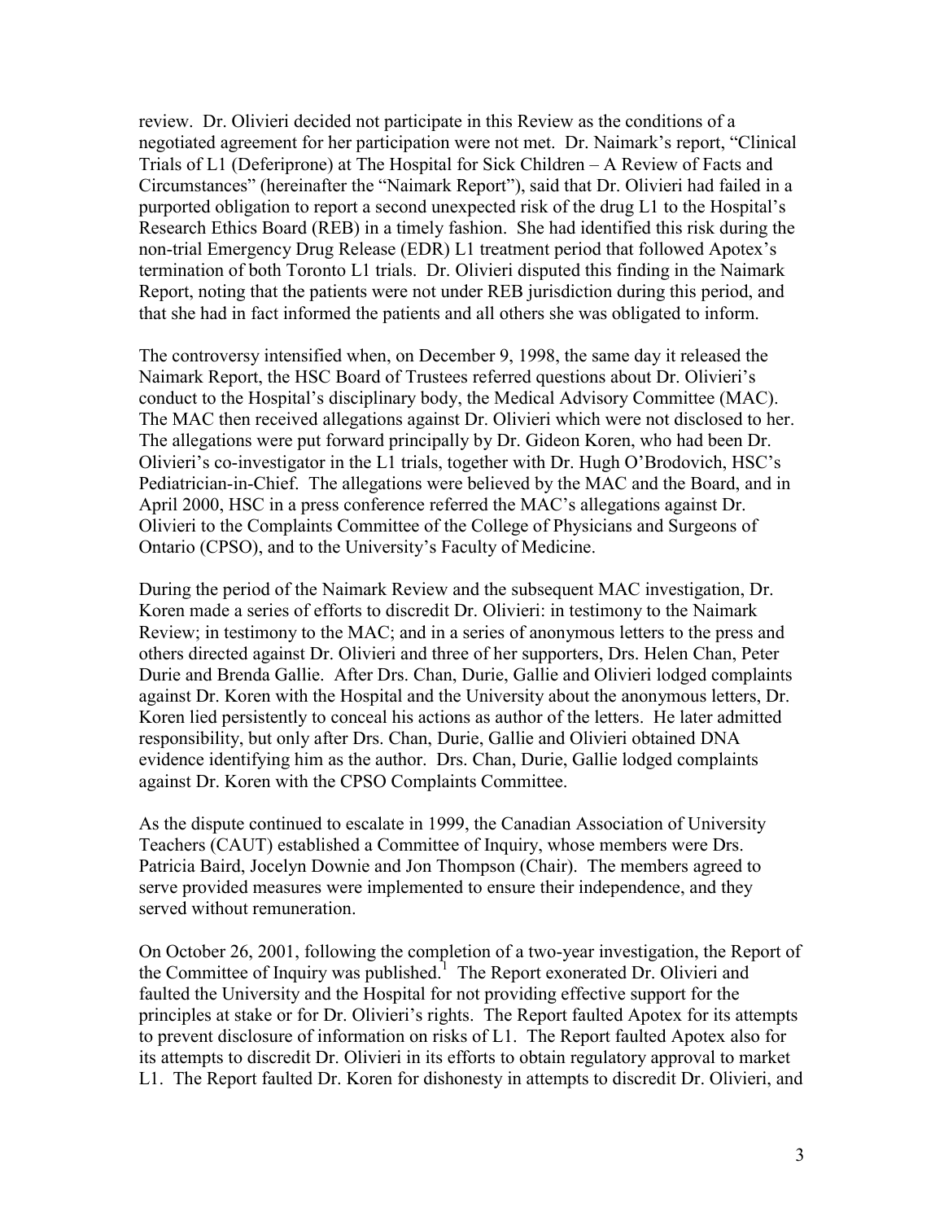review. Dr. Olivieri decided not participate in this Review as the conditions of a negotiated agreement for her participation were not met. Dr. Naimark's report, "Clinical Trials of L1 (Deferiprone) at The Hospital for Sick Children – A Review of Facts and Circumstances" (hereinafter the "Naimark Report"), said that Dr. Olivieri had failed in a purported obligation to report a second unexpected risk of the drug L1 to the Hospital's Research Ethics Board (REB) in a timely fashion. She had identified this risk during the non-trial Emergency Drug Release (EDR) L1 treatment period that followed Apotex's termination of both Toronto L1 trials. Dr. Olivieri disputed this finding in the Naimark Report, noting that the patients were not under REB jurisdiction during this period, and that she had in fact informed the patients and all others she was obligated to inform.

The controversy intensified when, on December 9, 1998, the same day it released the Naimark Report, the HSC Board of Trustees referred questions about Dr. Olivieri's conduct to the Hospital's disciplinary body, the Medical Advisory Committee (MAC). The MAC then received allegations against Dr. Olivieri which were not disclosed to her. The allegations were put forward principally by Dr. Gideon Koren, who had been Dr. Olivieri's co-investigator in the L1 trials, together with Dr. Hugh O'Brodovich, HSC's Pediatrician-in-Chief. The allegations were believed by the MAC and the Board, and in April 2000, HSC in a press conference referred the MAC's allegations against Dr. Olivieri to the Complaints Committee of the College of Physicians and Surgeons of Ontario (CPSO), and to the University's Faculty of Medicine.

During the period of the Naimark Review and the subsequent MAC investigation, Dr. Koren made a series of efforts to discredit Dr. Olivieri: in testimony to the Naimark Review; in testimony to the MAC; and in a series of anonymous letters to the press and others directed against Dr. Olivieri and three of her supporters, Drs. Helen Chan, Peter Durie and Brenda Gallie. After Drs. Chan, Durie, Gallie and Olivieri lodged complaints against Dr. Koren with the Hospital and the University about the anonymous letters, Dr. Koren lied persistently to conceal his actions as author of the letters. He later admitted responsibility, but only after Drs. Chan, Durie, Gallie and Olivieri obtained DNA evidence identifying him as the author. Drs. Chan, Durie, Gallie lodged complaints against Dr. Koren with the CPSO Complaints Committee.

As the dispute continued to escalate in 1999, the Canadian Association of University Teachers (CAUT) established a Committee of Inquiry, whose members were Drs. Patricia Baird, Jocelyn Downie and Jon Thompson (Chair). The members agreed to serve provided measures were implemented to ensure their independence, and they served without remuneration.

On October 26, 2001, following the completion of a two-year investigation, the Report of the Committee of Inquiry was published.[1] The Report exonerated Dr. Olivieri and faulted the University and the Hospital for not providing effective support for the principles at stake or for Dr. Olivieri's rights. The Report faulted Apotex for its attempts to prevent disclosure of information on risks of L1. The Report faulted Apotex also for its attempts to discredit Dr. Olivieri in its efforts to obtain regulatory approval to market L1. The Report faulted Dr. Koren for dishonesty in attempts to discredit Dr. Olivieri, and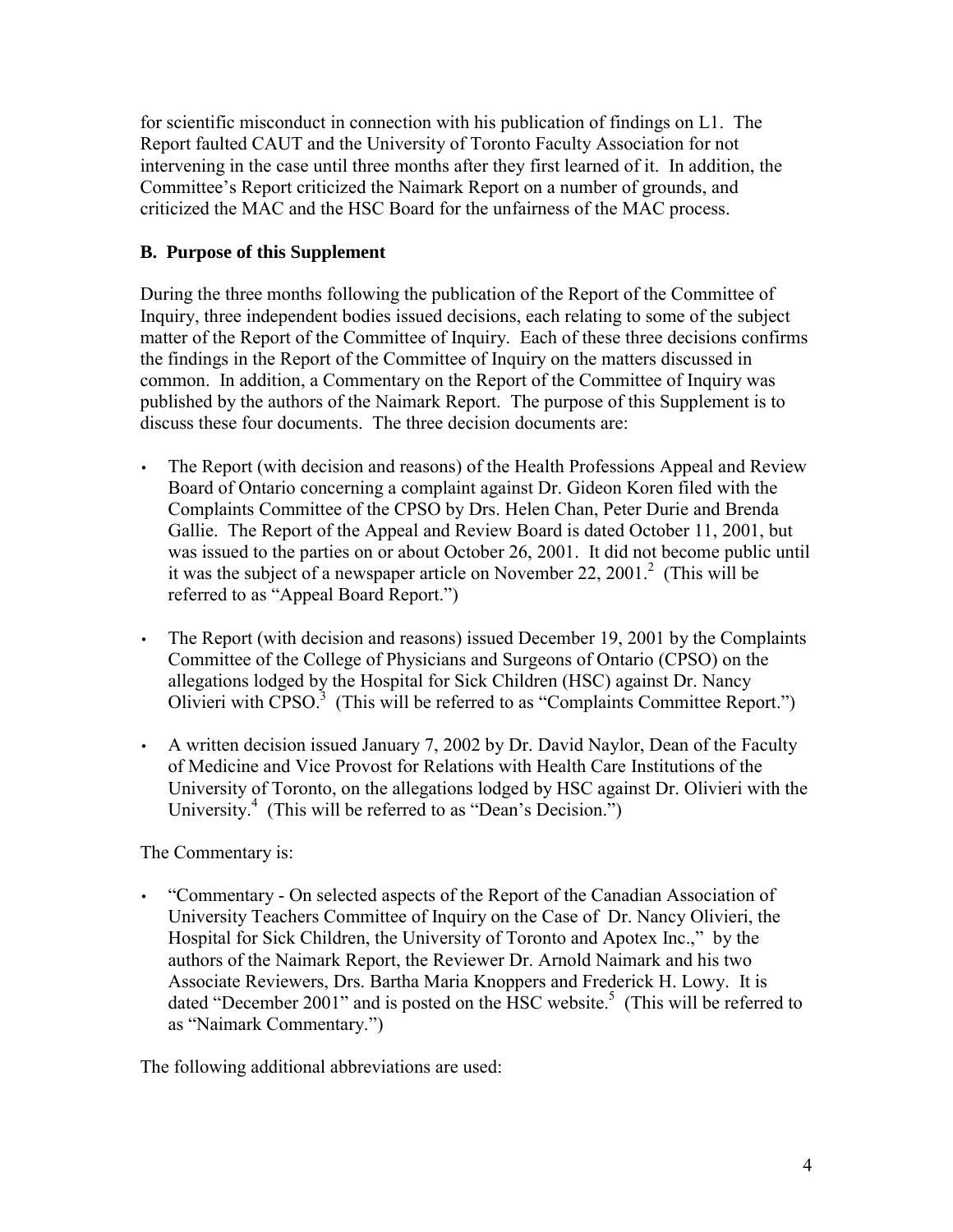for scientific misconduct in connection with his publication of findings on L1. The Report faulted CAUT and the University of Toronto Faculty Association for not intervening in the case until three months after they first learned of it. In addition, the Committee's Report criticized the Naimark Report on a number of grounds, and criticized the MAC and the HSC Board for the unfairness of the MAC process.

**B. Purpose of this Supplement**

During the three months following the publication of the Report of the Committee of Inquiry, three independent bodies issued decisions, each relating to some of the subject matter of the Report of the Committee of Inquiry. Each of these three decisions confirms the findings in the Report of the Committee of Inquiry on the matters discussed in common. In addition, a Commentary on the Report of the Committee of Inquiry was published by the authors of the Naimark Report. The purpose of this Supplement is to discuss these four documents. The three decision documents are:

- The Report (with decision and reasons) of the Health Professions Appeal and Review Board of Ontario concerning a complaint against Dr. Gideon Koren filed with the Complaints Committee of the CPSO by Drs. Helen Chan, Peter Durie and Brenda Gallie. The Report of the Appeal and Review Board is dated October 11, 2001, but was issued to the parties on or about October 26, 2001. It did not become public until it was the subject of a newspaper article on November 22, 2001.[2] (This will be referred to as "Appeal Board Report.")

- The Report (with decision and reasons) issued December 19, 2001 by the Complaints Committee of the College of Physicians and Surgeons of Ontario (CPSO) on the allegations lodged by the Hospital for Sick Children (HSC) against Dr. Nancy Olivieri with CPSO.[3] (This will be referred to as "Complaints Committee Report.")

- A written decision issued January 7, 2002 by Dr. David Naylor, Dean of the Faculty of Medicine and Vice Provost for Relations with Health Care Institutions of the University of Toronto, on the allegations lodged by HSC against Dr. Olivieri with the University.[4] (This will be referred to as "Dean's Decision.")

The Commentary is:

- "Commentary - On selected aspects of the Report of the Canadian Association of University Teachers Committee of Inquiry on the Case of Dr. Nancy Olivieri, the Hospital for Sick Children, the University of Toronto and Apotex Inc.," by the authors of the Naimark Report, the Reviewer Dr. Arnold Naimark and his two Associate Reviewers, Drs. Bartha Maria Knoppers and Frederick H. Lowy. It is dated "December 2001" and is posted on the HSC website.[5] (This will be referred to as "Naimark Commentary.")

The following additional abbreviations are used: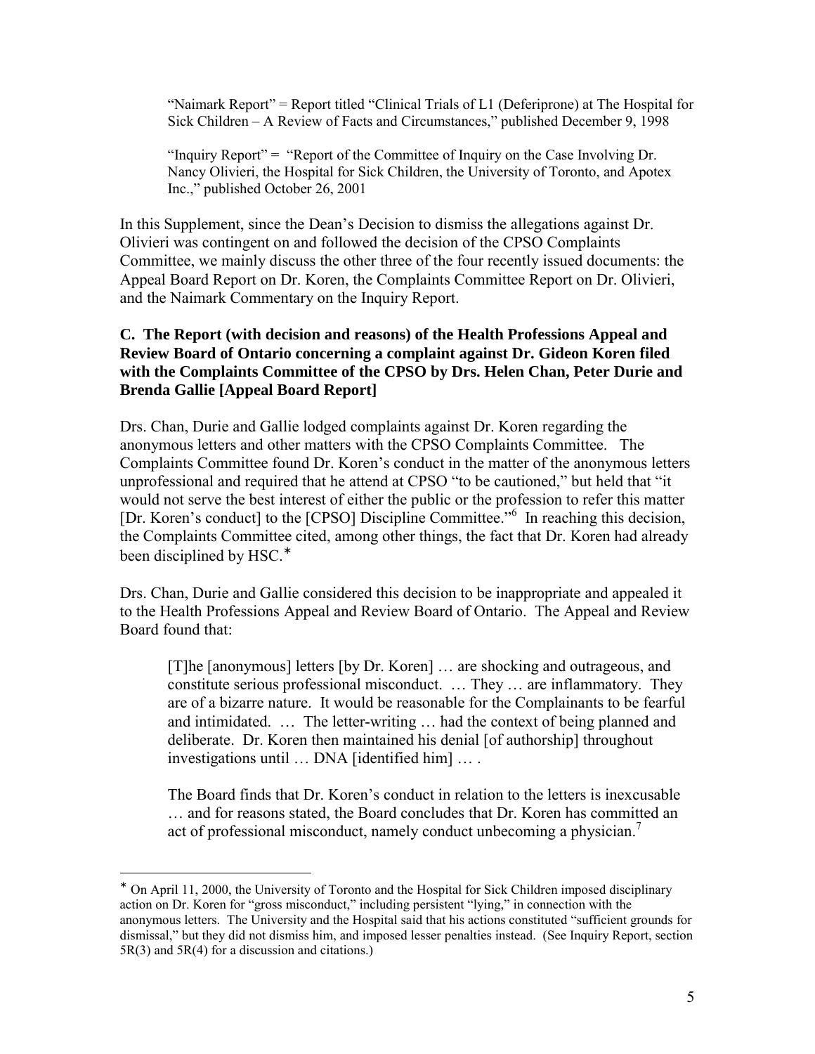"Naimark Report" = Report titled "Clinical Trials of L1 (Deferiprone) at The Hospital for Sick Children – A Review of Facts and Circumstances," published December 9, 1998

"Inquiry Report" = "Report of the Committee of Inquiry on the Case Involving Dr. Nancy Olivieri, the Hospital for Sick Children, the University of Toronto, and Apotex Inc.," published October 26, 2001

In this Supplement, since the Dean's Decision to dismiss the allegations against Dr. Olivieri was contingent on and followed the decision of the CPSO Complaints Committee, we mainly discuss the other three of the four recently issued documents: the Appeal Board Report on Dr. Koren, the Complaints Committee Report on Dr. Olivieri, and the Naimark Commentary on the Inquiry Report.

### C. The Report (with decision and reasons) of the Health Professions Appeal and Review Board of Ontario concerning a complaint against Dr. Gideon Koren filed with the Complaints Committee of the CPSO by Drs. Helen Chan, Peter Durie and Brenda Gallie [Appeal Board Report]

Drs. Chan, Durie and Gallie lodged complaints against Dr. Koren regarding the anonymous letters and other matters with the CPSO Complaints Committee. The Complaints Committee found Dr. Koren's conduct in the matter of the anonymous letters unprofessional and required that he attend at CPSO "to be cautioned," but held that "it would not serve the best interest of either the public or the profession to refer this matter [Dr. Koren's conduct] to the [CPSO] Discipline Committee."[6] In reaching this decision, the Complaints Committee cited, among other things, the fact that Dr. Koren had already been disciplined by HSC.*

Drs. Chan, Durie and Gallie considered this decision to be inappropriate and appealed it to the Health Professions Appeal and Review Board of Ontario. The Appeal and Review Board found that:

> [T]he [anonymous] letters [by Dr. Koren] … are shocking and outrageous, and constitute serious professional misconduct. … They … are inflammatory. They are of a bizarre nature. It would be reasonable for the Complainants to be fearful and intimidated. … The letter-writing … had the context of being planned and deliberate. Dr. Koren then maintained his denial [of authorship] throughout investigations until … DNA [identified him] … .
>
> The Board finds that Dr. Koren's conduct in relation to the letters is inexcusable … and for reasons stated, the Board concludes that Dr. Koren has committed an act of professional misconduct, namely conduct unbecoming a physician.[7]

---

* On April 11, 2000, the University of Toronto and the Hospital for Sick Children imposed disciplinary action on Dr. Koren for "gross misconduct," including persistent "lying," in connection with the anonymous letters. The University and the Hospital said that his actions constituted "sufficient grounds for dismissal," but they did not dismiss him, and imposed lesser penalties instead. (See Inquiry Report, section 5R(3) and 5R(4) for a discussion and citations.)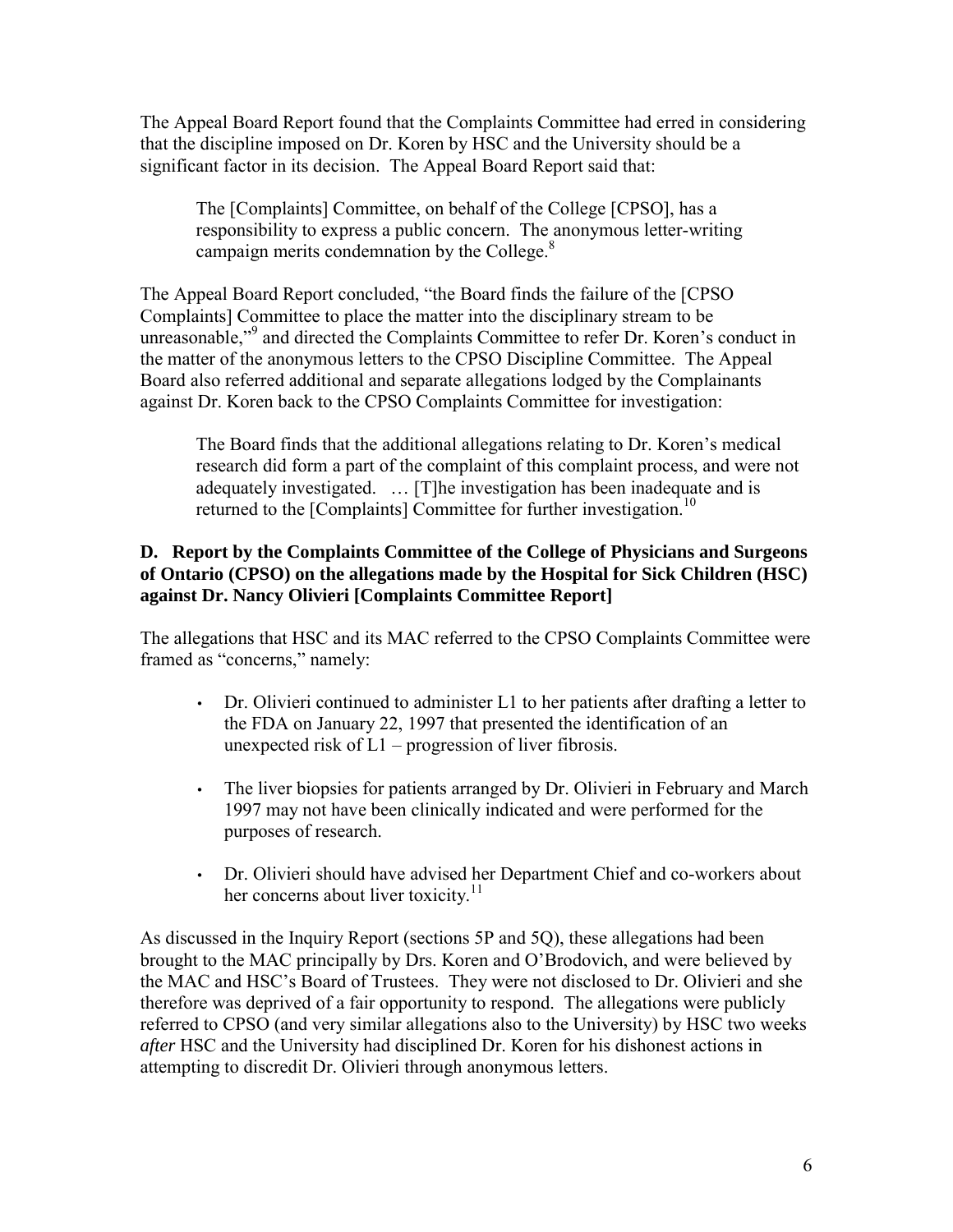The Appeal Board Report found that the Complaints Committee had erred in considering that the discipline imposed on Dr. Koren by HSC and the University should be a significant factor in its decision. The Appeal Board Report said that:

> The [Complaints] Committee, on behalf of the College [CPSO], has a responsibility to express a public concern. The anonymous letter-writing campaign merits condemnation by the College.[8]

The Appeal Board Report concluded, "the Board finds the failure of the [CPSO Complaints] Committee to place the matter into the disciplinary stream to be unreasonable,"[9] and directed the Complaints Committee to refer Dr. Koren's conduct in the matter of the anonymous letters to the CPSO Discipline Committee. The Appeal Board also referred additional and separate allegations lodged by the Complainants against Dr. Koren back to the CPSO Complaints Committee for investigation:

> The Board finds that the additional allegations relating to Dr. Koren's medical research did form a part of the complaint of this complaint process, and were not adequately investigated. … [T]he investigation has been inadequate and is returned to the [Complaints] Committee for further investigation.[10]

### D. Report by the Complaints Committee of the College of Physicians and Surgeons of Ontario (CPSO) on the allegations made by the Hospital for Sick Children (HSC) against Dr. Nancy Olivieri [Complaints Committee Report]

The allegations that HSC and its MAC referred to the CPSO Complaints Committee were framed as "concerns," namely:

- Dr. Olivieri continued to administer L1 to her patients after drafting a letter to the FDA on January 22, 1997 that presented the identification of an unexpected risk of L1 – progression of liver fibrosis.
- The liver biopsies for patients arranged by Dr. Olivieri in February and March 1997 may not have been clinically indicated and were performed for the purposes of research.
- Dr. Olivieri should have advised her Department Chief and co-workers about her concerns about liver toxicity.[11]

As discussed in the Inquiry Report (sections 5P and 5Q), these allegations had been brought to the MAC principally by Drs. Koren and O'Brodovich, and were believed by the MAC and HSC's Board of Trustees. They were not disclosed to Dr. Olivieri and she therefore was deprived of a fair opportunity to respond. The allegations were publicly referred to CPSO (and very similar allegations also to the University) by HSC two weeks *after* HSC and the University had disciplined Dr. Koren for his dishonest actions in attempting to discredit Dr. Olivieri through anonymous letters.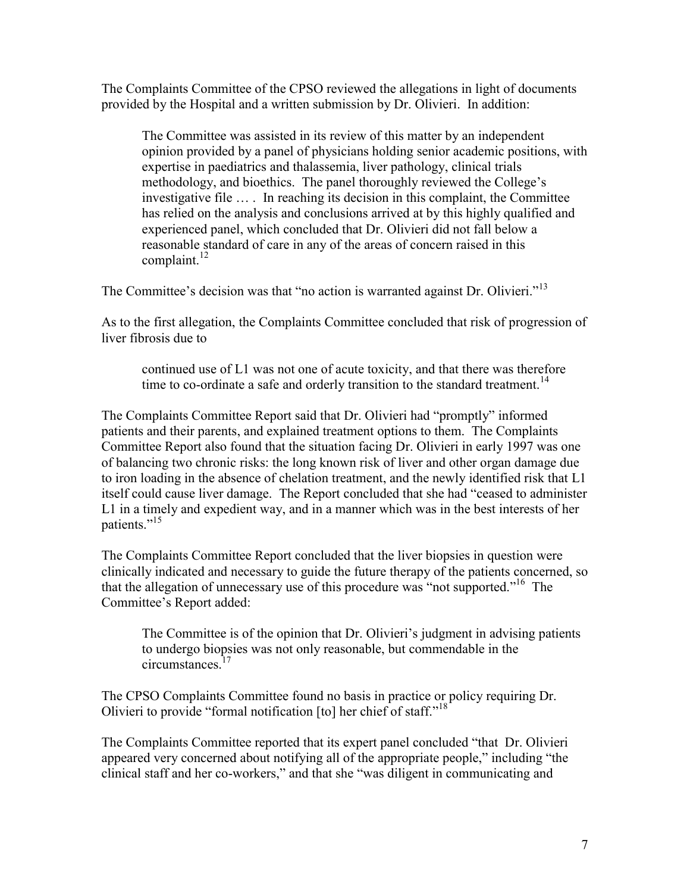The Complaints Committee of the CPSO reviewed the allegations in light of documents provided by the Hospital and a written submission by Dr. Olivieri. In addition:

> The Committee was assisted in its review of this matter by an independent opinion provided by a panel of physicians holding senior academic positions, with expertise in paediatrics and thalassemia, liver pathology, clinical trials methodology, and bioethics. The panel thoroughly reviewed the College's investigative file … . In reaching its decision in this complaint, the Committee has relied on the analysis and conclusions arrived at by this highly qualified and experienced panel, which concluded that Dr. Olivieri did not fall below a reasonable standard of care in any of the areas of concern raised in this complaint.[12]

The Committee's decision was that "no action is warranted against Dr. Olivieri."[13]

As to the first allegation, the Complaints Committee concluded that risk of progression of liver fibrosis due to

> continued use of L1 was not one of acute toxicity, and that there was therefore time to co-ordinate a safe and orderly transition to the standard treatment.[14]

The Complaints Committee Report said that Dr. Olivieri had "promptly" informed patients and their parents, and explained treatment options to them. The Complaints Committee Report also found that the situation facing Dr. Olivieri in early 1997 was one of balancing two chronic risks: the long known risk of liver and other organ damage due to iron loading in the absence of chelation treatment, and the newly identified risk that L1 itself could cause liver damage. The Report concluded that she had "ceased to administer L1 in a timely and expedient way, and in a manner which was in the best interests of her patients."[15]

The Complaints Committee Report concluded that the liver biopsies in question were clinically indicated and necessary to guide the future therapy of the patients concerned, so that the allegation of unnecessary use of this procedure was "not supported."[16] The Committee's Report added:

> The Committee is of the opinion that Dr. Olivieri's judgment in advising patients to undergo biopsies was not only reasonable, but commendable in the circumstances.[17]

The CPSO Complaints Committee found no basis in practice or policy requiring Dr. Olivieri to provide "formal notification [to] her chief of staff."[18]

The Complaints Committee reported that its expert panel concluded "that Dr. Olivieri appeared very concerned about notifying all of the appropriate people," including "the clinical staff and her co-workers," and that she "was diligent in communicating and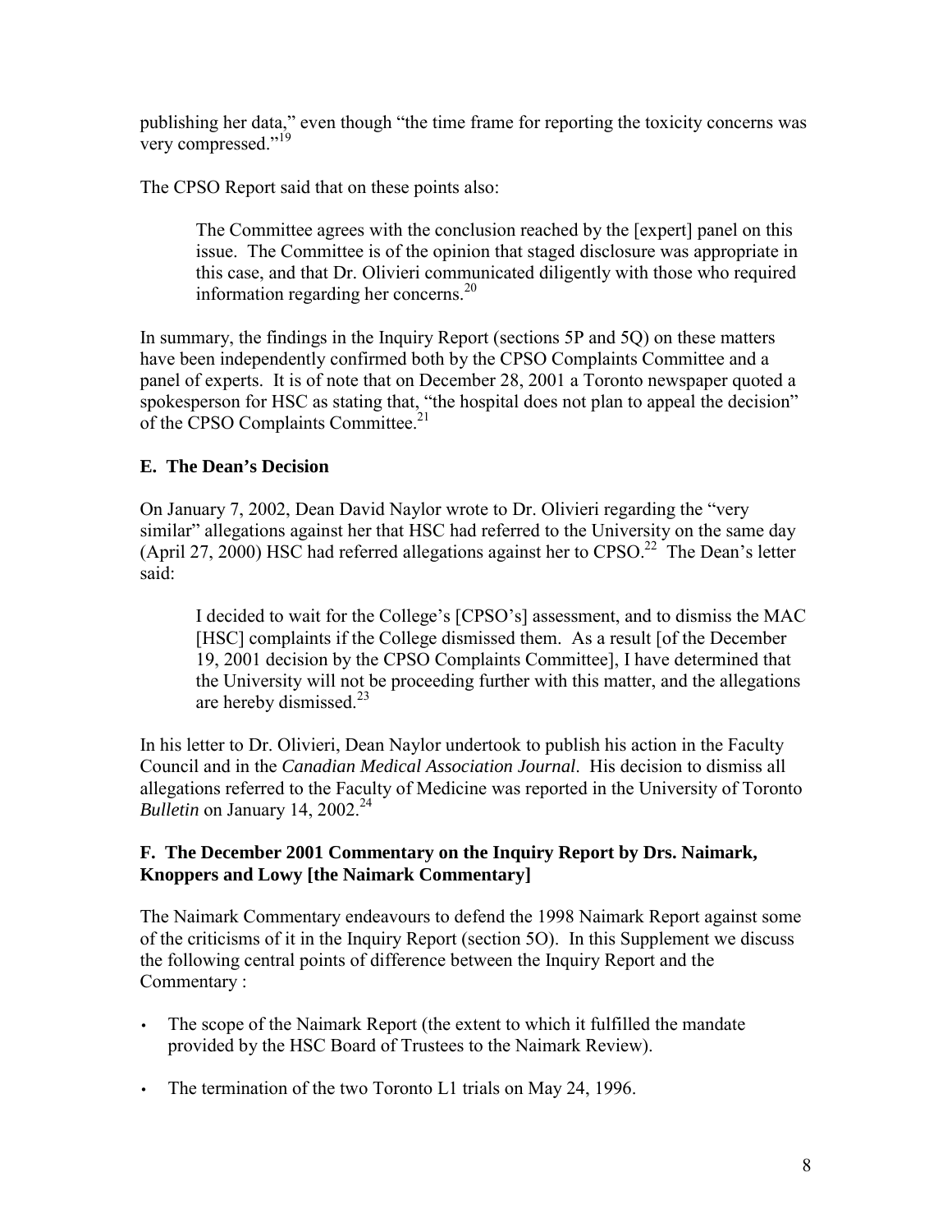publishing her data," even though "the time frame for reporting the toxicity concerns was very compressed."[19]

The CPSO Report said that on these points also:

> The Committee agrees with the conclusion reached by the [expert] panel on this issue. The Committee is of the opinion that staged disclosure was appropriate in this case, and that Dr. Olivieri communicated diligently with those who required information regarding her concerns.[20]

In summary, the findings in the Inquiry Report (sections 5P and 5Q) on these matters have been independently confirmed both by the CPSO Complaints Committee and a panel of experts. It is of note that on December 28, 2001 a Toronto newspaper quoted a spokesperson for HSC as stating that, "the hospital does not plan to appeal the decision" of the CPSO Complaints Committee.[21]

### E. The Dean's Decision

On January 7, 2002, Dean David Naylor wrote to Dr. Olivieri regarding the "very similar" allegations against her that HSC had referred to the University on the same day (April 27, 2000) HSC had referred allegations against her to CPSO.[22] The Dean's letter said:

> I decided to wait for the College's [CPSO's] assessment, and to dismiss the MAC [HSC] complaints if the College dismissed them. As a result [of the December 19, 2001 decision by the CPSO Complaints Committee], I have determined that the University will not be proceeding further with this matter, and the allegations are hereby dismissed.[23]

In his letter to Dr. Olivieri, Dean Naylor undertook to publish his action in the Faculty Council and in the *Canadian Medical Association Journal*. His decision to dismiss all allegations referred to the Faculty of Medicine was reported in the University of Toronto *Bulletin* on January 14, 2002.[24]

### F. The December 2001 Commentary on the Inquiry Report by Drs. Naimark, Knoppers and Lowy [the Naimark Commentary]

The Naimark Commentary endeavours to defend the 1998 Naimark Report against some of the criticisms of it in the Inquiry Report (section 5O). In this Supplement we discuss the following central points of difference between the Inquiry Report and the Commentary :

- The scope of the Naimark Report (the extent to which it fulfilled the mandate provided by the HSC Board of Trustees to the Naimark Review).
- The termination of the two Toronto L1 trials on May 24, 1996.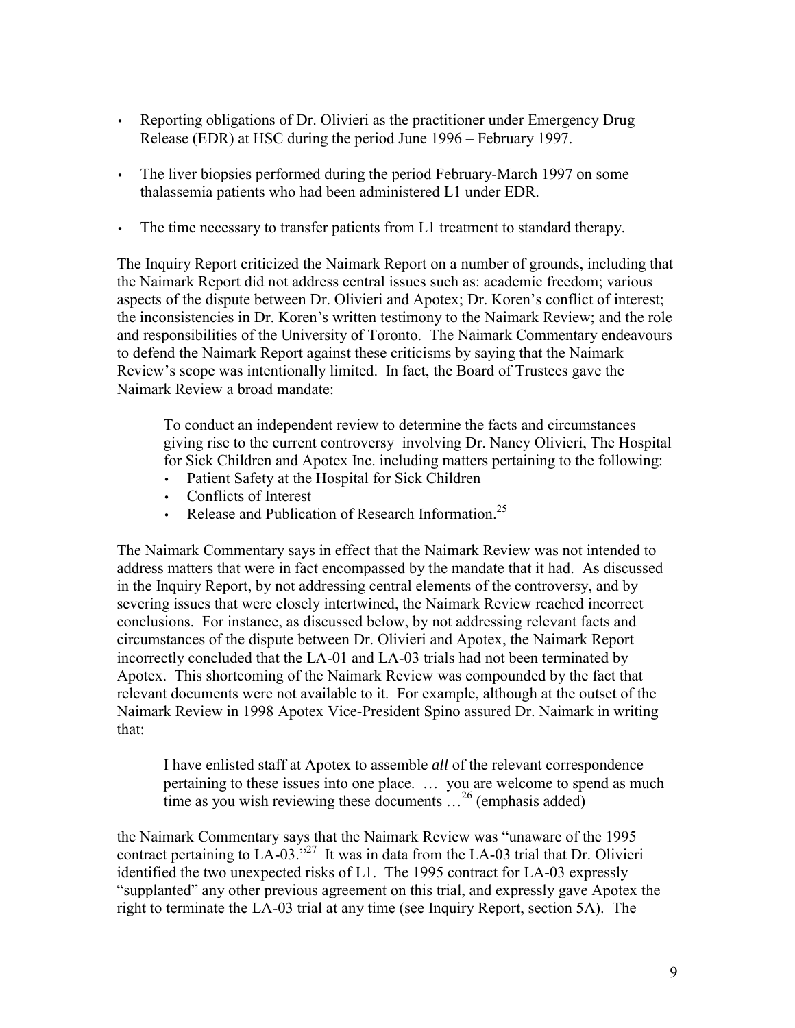- Reporting obligations of Dr. Olivieri as the practitioner under Emergency Drug Release (EDR) at HSC during the period June 1996 – February 1997.

- The liver biopsies performed during the period February-March 1997 on some thalassemia patients who had been administered L1 under EDR.

- The time necessary to transfer patients from L1 treatment to standard therapy.

The Inquiry Report criticized the Naimark Report on a number of grounds, including that the Naimark Report did not address central issues such as: academic freedom; various aspects of the dispute between Dr. Olivieri and Apotex; Dr. Koren's conflict of interest; the inconsistencies in Dr. Koren's written testimony to the Naimark Review; and the role and responsibilities of the University of Toronto. The Naimark Commentary endeavours to defend the Naimark Report against these criticisms by saying that the Naimark Review's scope was intentionally limited. In fact, the Board of Trustees gave the Naimark Review a broad mandate:

> To conduct an independent review to determine the facts and circumstances giving rise to the current controversy involving Dr. Nancy Olivieri, The Hospital for Sick Children and Apotex Inc. including matters pertaining to the following:
>
> - Patient Safety at the Hospital for Sick Children
> - Conflicts of Interest
> - Release and Publication of Research Information.[25]

The Naimark Commentary says in effect that the Naimark Review was not intended to address matters that were in fact encompassed by the mandate that it had. As discussed in the Inquiry Report, by not addressing central elements of the controversy, and by severing issues that were closely intertwined, the Naimark Review reached incorrect conclusions. For instance, as discussed below, by not addressing relevant facts and circumstances of the dispute between Dr. Olivieri and Apotex, the Naimark Report incorrectly concluded that the LA-01 and LA-03 trials had not been terminated by Apotex. This shortcoming of the Naimark Review was compounded by the fact that relevant documents were not available to it. For example, although at the outset of the Naimark Review in 1998 Apotex Vice-President Spino assured Dr. Naimark in writing that:

> I have enlisted staff at Apotex to assemble *all* of the relevant correspondence pertaining to these issues into one place. … you are welcome to spend as much time as you wish reviewing these documents …[26] (emphasis added)

the Naimark Commentary says that the Naimark Review was "unaware of the 1995 contract pertaining to LA-03."[27] It was in data from the LA-03 trial that Dr. Olivieri identified the two unexpected risks of L1. The 1995 contract for LA-03 expressly "supplanted" any other previous agreement on this trial, and expressly gave Apotex the right to terminate the LA-03 trial at any time (see Inquiry Report, section 5A). The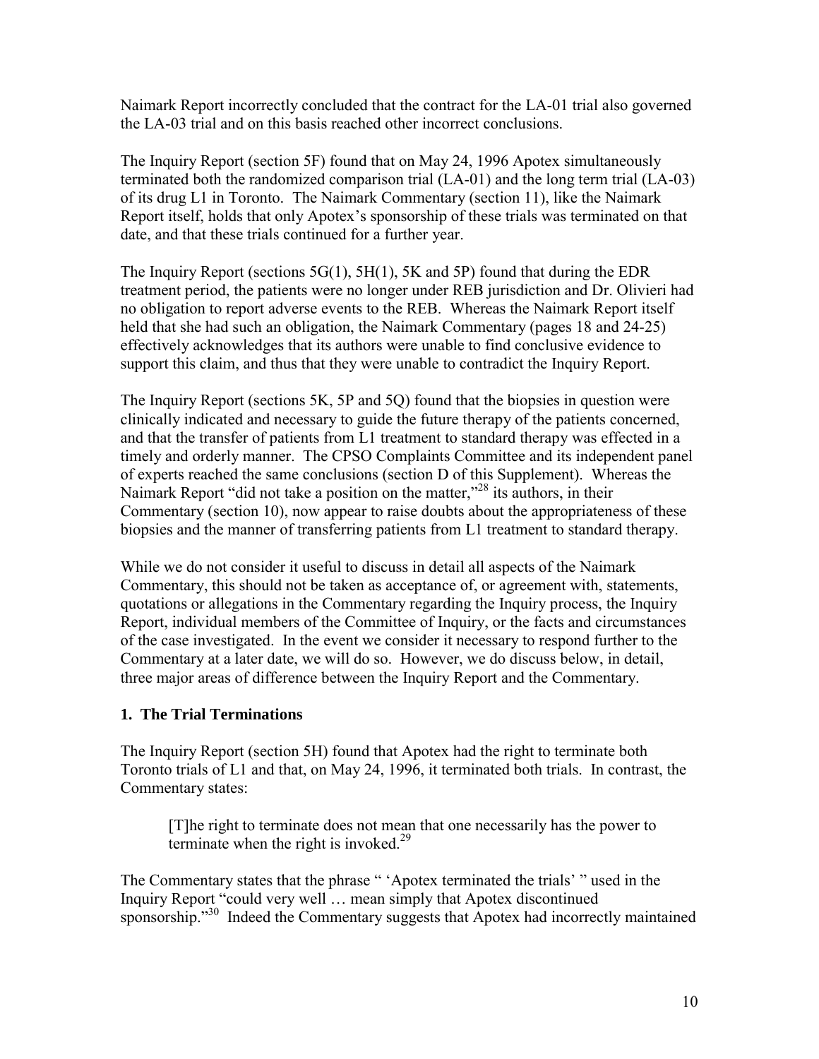Naimark Report incorrectly concluded that the contract for the LA-01 trial also governed the LA-03 trial and on this basis reached other incorrect conclusions.

The Inquiry Report (section 5F) found that on May 24, 1996 Apotex simultaneously terminated both the randomized comparison trial (LA-01) and the long term trial (LA-03) of its drug L1 in Toronto. The Naimark Commentary (section 11), like the Naimark Report itself, holds that only Apotex's sponsorship of these trials was terminated on that date, and that these trials continued for a further year.

The Inquiry Report (sections 5G(1), 5H(1), 5K and 5P) found that during the EDR treatment period, the patients were no longer under REB jurisdiction and Dr. Olivieri had no obligation to report adverse events to the REB. Whereas the Naimark Report itself held that she had such an obligation, the Naimark Commentary (pages 18 and 24-25) effectively acknowledges that its authors were unable to find conclusive evidence to support this claim, and thus that they were unable to contradict the Inquiry Report.

The Inquiry Report (sections 5K, 5P and 5Q) found that the biopsies in question were clinically indicated and necessary to guide the future therapy of the patients concerned, and that the transfer of patients from L1 treatment to standard therapy was effected in a timely and orderly manner. The CPSO Complaints Committee and its independent panel of experts reached the same conclusions (section D of this Supplement). Whereas the Naimark Report "did not take a position on the matter,"[28] its authors, in their Commentary (section 10), now appear to raise doubts about the appropriateness of these biopsies and the manner of transferring patients from L1 treatment to standard therapy.

While we do not consider it useful to discuss in detail all aspects of the Naimark Commentary, this should not be taken as acceptance of, or agreement with, statements, quotations or allegations in the Commentary regarding the Inquiry process, the Inquiry Report, individual members of the Committee of Inquiry, or the facts and circumstances of the case investigated. In the event we consider it necessary to respond further to the Commentary at a later date, we will do so. However, we do discuss below, in detail, three major areas of difference between the Inquiry Report and the Commentary.

## 1. The Trial Terminations

The Inquiry Report (section 5H) found that Apotex had the right to terminate both Toronto trials of L1 and that, on May 24, 1996, it terminated both trials. In contrast, the Commentary states:

> [T]he right to terminate does not mean that one necessarily has the power to terminate when the right is invoked.[29]

The Commentary states that the phrase " 'Apotex terminated the trials' " used in the Inquiry Report "could very well … mean simply that Apotex discontinued sponsorship."[30] Indeed the Commentary suggests that Apotex had incorrectly maintained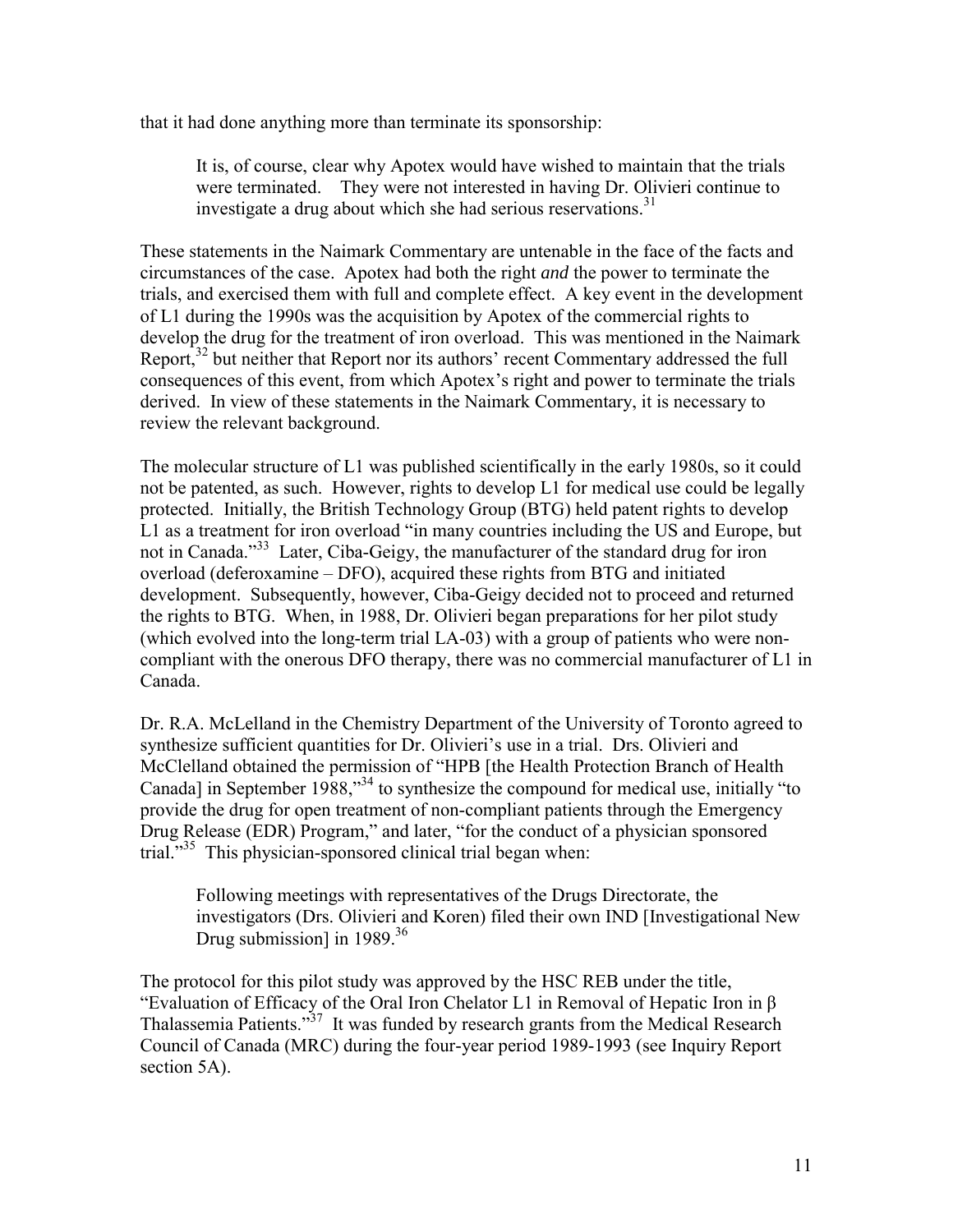that it had done anything more than terminate its sponsorship:

> It is, of course, clear why Apotex would have wished to maintain that the trials were terminated. They were not interested in having Dr. Olivieri continue to investigate a drug about which she had serious reservations.[31]

These statements in the Naimark Commentary are untenable in the face of the facts and circumstances of the case. Apotex had both the right *and* the power to terminate the trials, and exercised them with full and complete effect. A key event in the development of L1 during the 1990s was the acquisition by Apotex of the commercial rights to develop the drug for the treatment of iron overload. This was mentioned in the Naimark Report,[32] but neither that Report nor its authors' recent Commentary addressed the full consequences of this event, from which Apotex's right and power to terminate the trials derived. In view of these statements in the Naimark Commentary, it is necessary to review the relevant background.

The molecular structure of L1 was published scientifically in the early 1980s, so it could not be patented, as such. However, rights to develop L1 for medical use could be legally protected. Initially, the British Technology Group (BTG) held patent rights to develop L1 as a treatment for iron overload "in many countries including the US and Europe, but not in Canada."[33] Later, Ciba-Geigy, the manufacturer of the standard drug for iron overload (deferoxamine – DFO), acquired these rights from BTG and initiated development. Subsequently, however, Ciba-Geigy decided not to proceed and returned the rights to BTG. When, in 1988, Dr. Olivieri began preparations for her pilot study (which evolved into the long-term trial LA-03) with a group of patients who were non-compliant with the onerous DFO therapy, there was no commercial manufacturer of L1 in Canada.

Dr. R.A. McLelland in the Chemistry Department of the University of Toronto agreed to synthesize sufficient quantities for Dr. Olivieri's use in a trial. Drs. Olivieri and McClelland obtained the permission of "HPB [the Health Protection Branch of Health Canada] in September 1988,"[34] to synthesize the compound for medical use, initially "to provide the drug for open treatment of non-compliant patients through the Emergency Drug Release (EDR) Program," and later, "for the conduct of a physician sponsored trial."[35] This physician-sponsored clinical trial began when:

> Following meetings with representatives of the Drugs Directorate, the investigators (Drs. Olivieri and Koren) filed their own IND [Investigational New Drug submission] in 1989.[36]

The protocol for this pilot study was approved by the HSC REB under the title, "Evaluation of Efficacy of the Oral Iron Chelator L1 in Removal of Hepatic Iron in β Thalassemia Patients."[37] It was funded by research grants from the Medical Research Council of Canada (MRC) during the four-year period 1989-1993 (see Inquiry Report section 5A).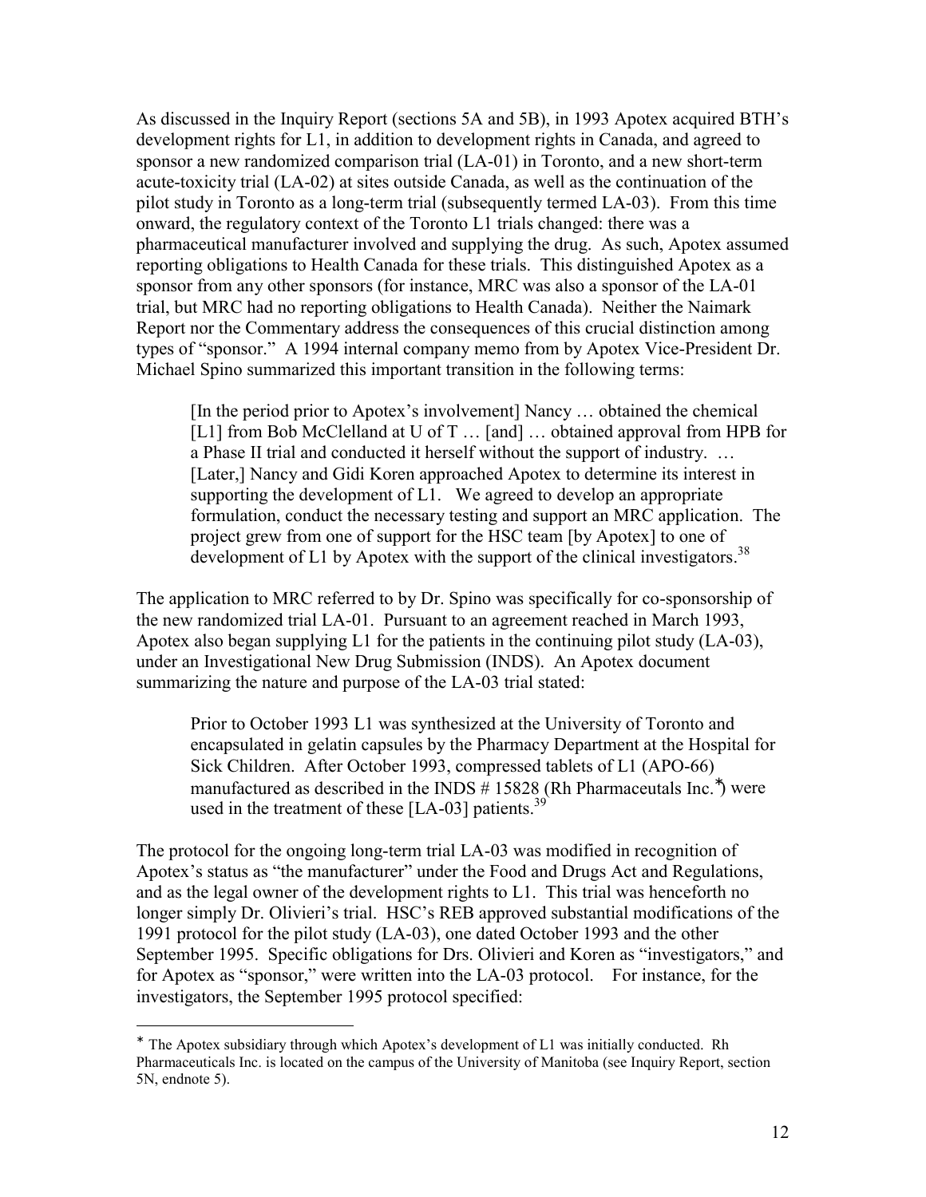As discussed in the Inquiry Report (sections 5A and 5B), in 1993 Apotex acquired BTH's development rights for L1, in addition to development rights in Canada, and agreed to sponsor a new randomized comparison trial (LA-01) in Toronto, and a new short-term acute-toxicity trial (LA-02) at sites outside Canada, as well as the continuation of the pilot study in Toronto as a long-term trial (subsequently termed LA-03). From this time onward, the regulatory context of the Toronto L1 trials changed: there was a pharmaceutical manufacturer involved and supplying the drug. As such, Apotex assumed reporting obligations to Health Canada for these trials. This distinguished Apotex as a sponsor from any other sponsors (for instance, MRC was also a sponsor of the LA-01 trial, but MRC had no reporting obligations to Health Canada). Neither the Naimark Report nor the Commentary address the consequences of this crucial distinction among types of "sponsor." A 1994 internal company memo from by Apotex Vice-President Dr. Michael Spino summarized this important transition in the following terms:

> [In the period prior to Apotex's involvement] Nancy … obtained the chemical [L1] from Bob McClelland at U of T … [and] … obtained approval from HPB for a Phase II trial and conducted it herself without the support of industry. … [Later,] Nancy and Gidi Koren approached Apotex to determine its interest in supporting the development of L1. We agreed to develop an appropriate formulation, conduct the necessary testing and support an MRC application. The project grew from one of support for the HSC team [by Apotex] to one of development of L1 by Apotex with the support of the clinical investigators.[38]

The application to MRC referred to by Dr. Spino was specifically for co-sponsorship of the new randomized trial LA-01. Pursuant to an agreement reached in March 1993, Apotex also began supplying L1 for the patients in the continuing pilot study (LA-03), under an Investigational New Drug Submission (INDS). An Apotex document summarizing the nature and purpose of the LA-03 trial stated:

> Prior to October 1993 L1 was synthesized at the University of Toronto and encapsulated in gelatin capsules by the Pharmacy Department at the Hospital for Sick Children. After October 1993, compressed tablets of L1 (APO-66) manufactured as described in the INDS # 15828 (Rh Pharmaceutals Inc.*) were used in the treatment of these [LA-03] patients.[39]

The protocol for the ongoing long-term trial LA-03 was modified in recognition of Apotex's status as "the manufacturer" under the Food and Drugs Act and Regulations, and as the legal owner of the development rights to L1. This trial was henceforth no longer simply Dr. Olivieri's trial. HSC's REB approved substantial modifications of the 1991 protocol for the pilot study (LA-03), one dated October 1993 and the other September 1995. Specific obligations for Drs. Olivieri and Koren as "investigators," and for Apotex as "sponsor," were written into the LA-03 protocol. For instance, for the investigators, the September 1995 protocol specified:

---

* The Apotex subsidiary through which Apotex's development of L1 was initially conducted. Rh Pharmaceuticals Inc. is located on the campus of the University of Manitoba (see Inquiry Report, section 5N, endnote 5).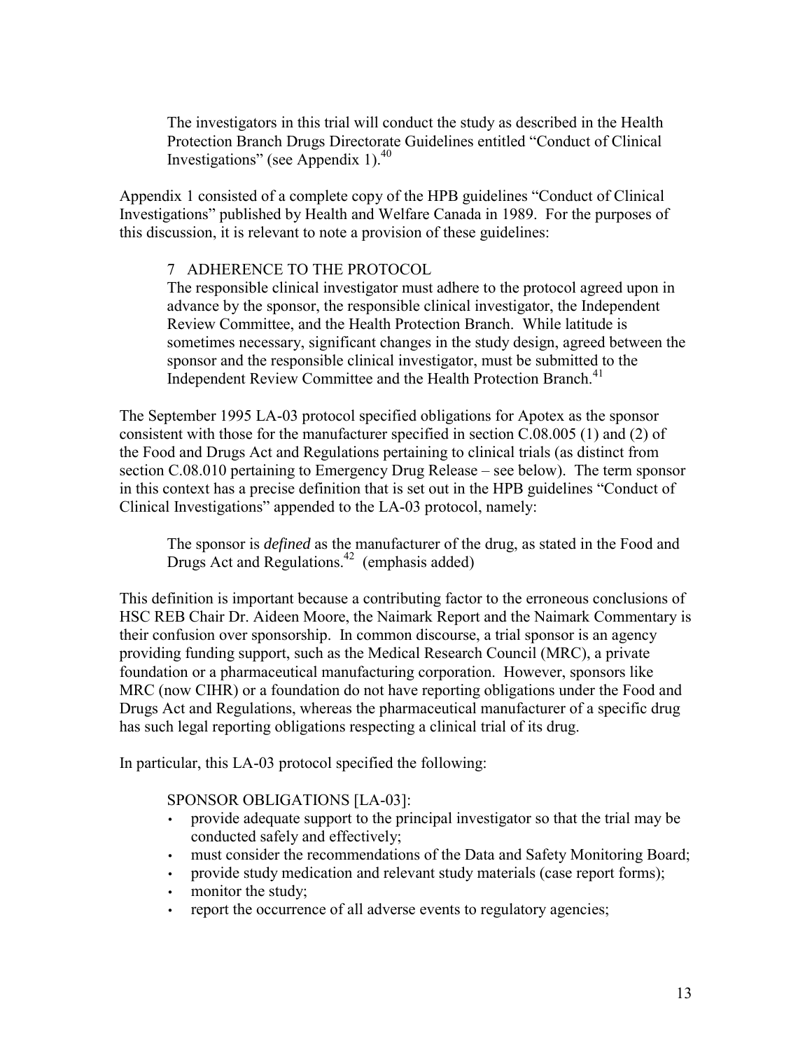> The investigators in this trial will conduct the study as described in the Health Protection Branch Drugs Directorate Guidelines entitled "Conduct of Clinical Investigations" (see Appendix 1).[40]

Appendix 1 consisted of a complete copy of the HPB guidelines "Conduct of Clinical Investigations" published by Health and Welfare Canada in 1989. For the purposes of this discussion, it is relevant to note a provision of these guidelines:

> 7 ADHERENCE TO THE PROTOCOL
> The responsible clinical investigator must adhere to the protocol agreed upon in advance by the sponsor, the responsible clinical investigator, the Independent Review Committee, and the Health Protection Branch. While latitude is sometimes necessary, significant changes in the study design, agreed between the sponsor and the responsible clinical investigator, must be submitted to the Independent Review Committee and the Health Protection Branch.[41]

The September 1995 LA-03 protocol specified obligations for Apotex as the sponsor consistent with those for the manufacturer specified in section C.08.005 (1) and (2) of the Food and Drugs Act and Regulations pertaining to clinical trials (as distinct from section C.08.010 pertaining to Emergency Drug Release – see below). The term sponsor in this context has a precise definition that is set out in the HPB guidelines "Conduct of Clinical Investigations" appended to the LA-03 protocol, namely:

> The sponsor is *defined* as the manufacturer of the drug, as stated in the Food and Drugs Act and Regulations.[42] (emphasis added)

This definition is important because a contributing factor to the erroneous conclusions of HSC REB Chair Dr. Aideen Moore, the Naimark Report and the Naimark Commentary is their confusion over sponsorship. In common discourse, a trial sponsor is an agency providing funding support, such as the Medical Research Council (MRC), a private foundation or a pharmaceutical manufacturing corporation. However, sponsors like MRC (now CIHR) or a foundation do not have reporting obligations under the Food and Drugs Act and Regulations, whereas the pharmaceutical manufacturer of a specific drug has such legal reporting obligations respecting a clinical trial of its drug.

In particular, this LA-03 protocol specified the following:

> SPONSOR OBLIGATIONS [LA-03]:
> - provide adequate support to the principal investigator so that the trial may be conducted safely and effectively;
> - must consider the recommendations of the Data and Safety Monitoring Board;
> - provide study medication and relevant study materials (case report forms);
> - monitor the study;
> - report the occurrence of all adverse events to regulatory agencies;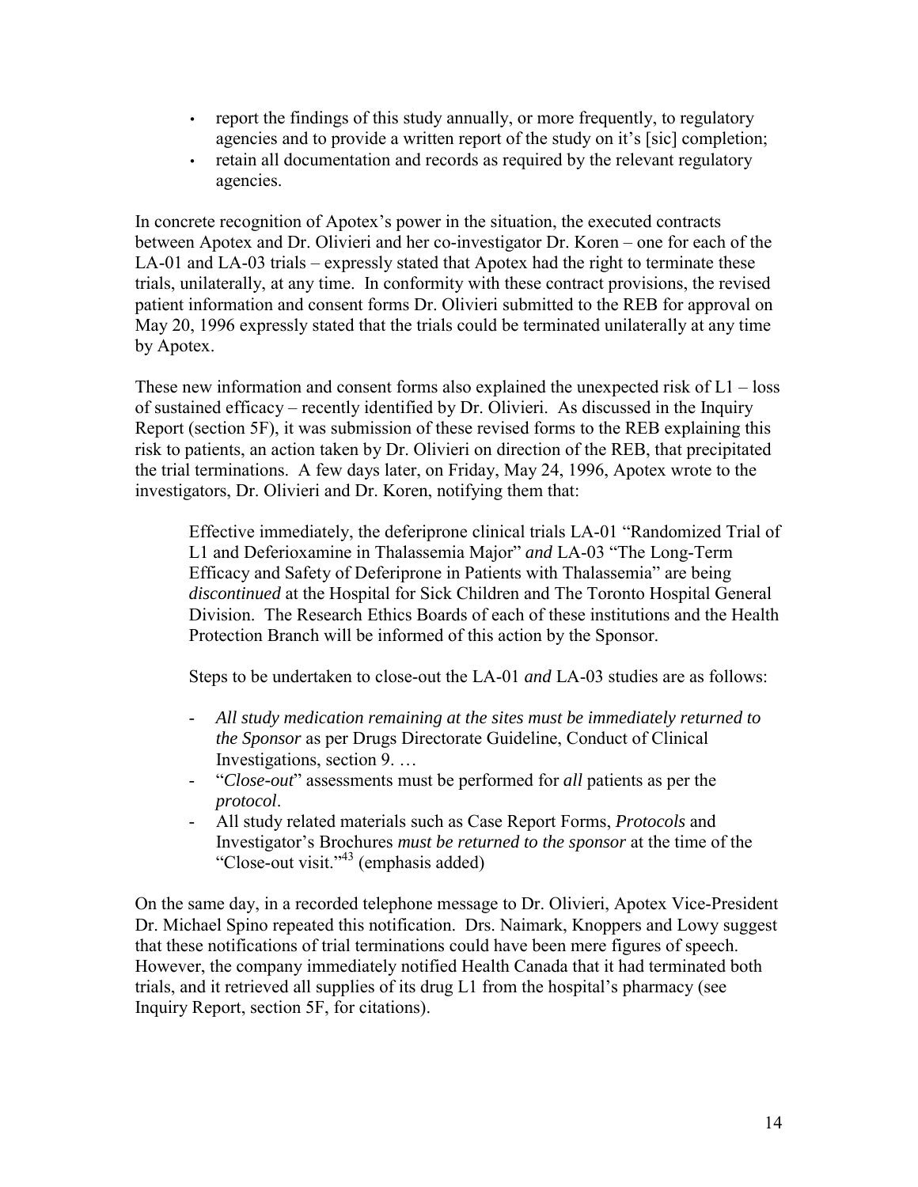- report the findings of this study annually, or more frequently, to regulatory agencies and to provide a written report of the study on it's [sic] completion;
- retain all documentation and records as required by the relevant regulatory agencies.

In concrete recognition of Apotex's power in the situation, the executed contracts between Apotex and Dr. Olivieri and her co-investigator Dr. Koren – one for each of the LA-01 and LA-03 trials – expressly stated that Apotex had the right to terminate these trials, unilaterally, at any time. In conformity with these contract provisions, the revised patient information and consent forms Dr. Olivieri submitted to the REB for approval on May 20, 1996 expressly stated that the trials could be terminated unilaterally at any time by Apotex.

These new information and consent forms also explained the unexpected risk of L1 – loss of sustained efficacy – recently identified by Dr. Olivieri. As discussed in the Inquiry Report (section 5F), it was submission of these revised forms to the REB explaining this risk to patients, an action taken by Dr. Olivieri on direction of the REB, that precipitated the trial terminations. A few days later, on Friday, May 24, 1996, Apotex wrote to the investigators, Dr. Olivieri and Dr. Koren, notifying them that:

> Effective immediately, the deferiprone clinical trials LA-01 "Randomized Trial of L1 and Deferioxamine in Thalassemia Major" *and* LA-03 "The Long-Term Efficacy and Safety of Deferiprone in Patients with Thalassemia" are being *discontinued* at the Hospital for Sick Children and The Toronto Hospital General Division. The Research Ethics Boards of each of these institutions and the Health Protection Branch will be informed of this action by the Sponsor.
>
> Steps to be undertaken to close-out the LA-01 *and* LA-03 studies are as follows:
>
> - *All study medication remaining at the sites must be immediately returned to the Sponsor* as per Drugs Directorate Guideline, Conduct of Clinical Investigations, section 9. …
> - "*Close-out*" assessments must be performed for *all* patients as per the *protocol*.
> - All study related materials such as Case Report Forms, *Protocols* and Investigator's Brochures *must be returned to the sponsor* at the time of the "Close-out visit."[43] (emphasis added)

On the same day, in a recorded telephone message to Dr. Olivieri, Apotex Vice-President Dr. Michael Spino repeated this notification. Drs. Naimark, Knoppers and Lowy suggest that these notifications of trial terminations could have been mere figures of speech. However, the company immediately notified Health Canada that it had terminated both trials, and it retrieved all supplies of its drug L1 from the hospital's pharmacy (see Inquiry Report, section 5F, for citations).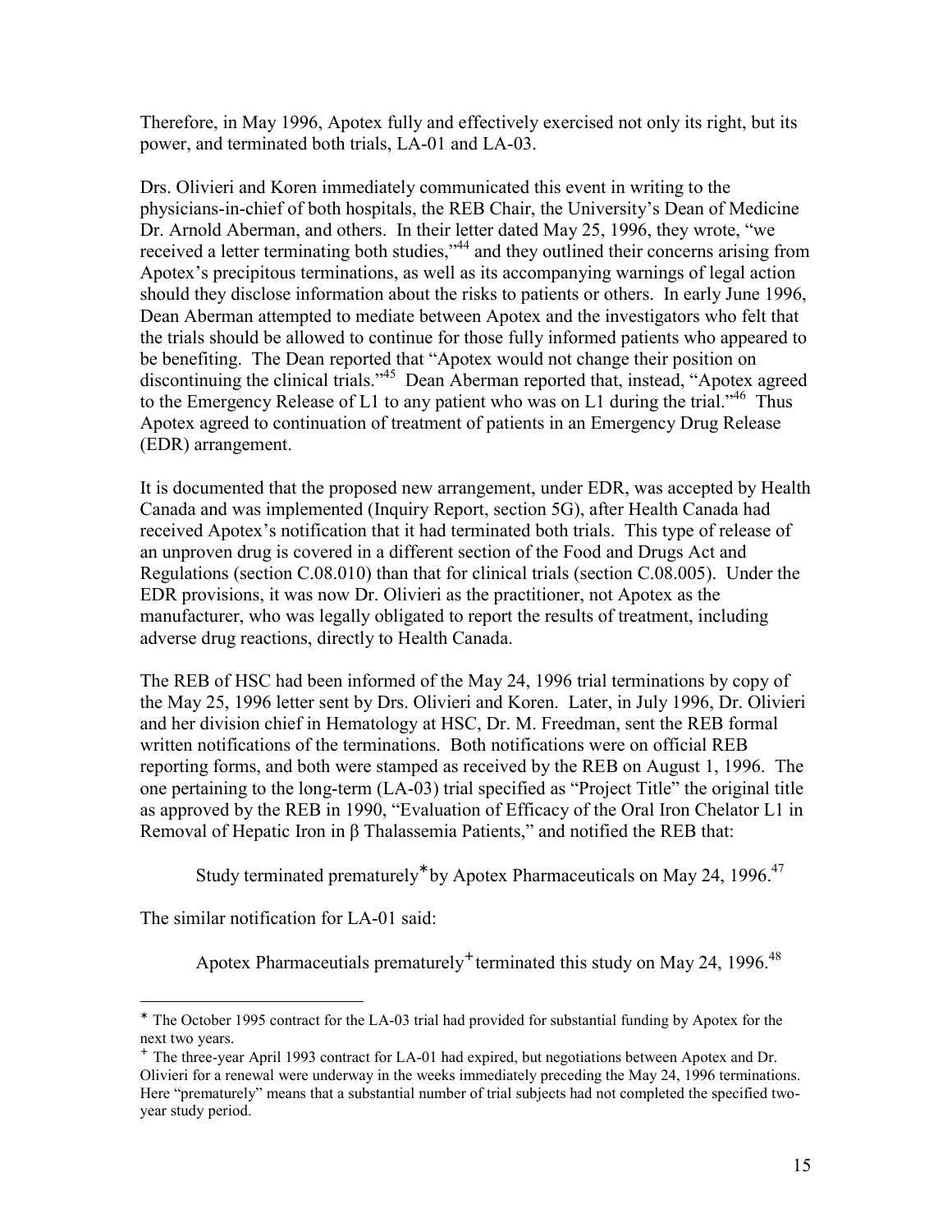Therefore, in May 1996, Apotex fully and effectively exercised not only its right, but its power, and terminated both trials, LA-01 and LA-03.

Drs. Olivieri and Koren immediately communicated this event in writing to the physicians-in-chief of both hospitals, the REB Chair, the University's Dean of Medicine Dr. Arnold Aberman, and others. In their letter dated May 25, 1996, they wrote, "we received a letter terminating both studies,"[44] and they outlined their concerns arising from Apotex's precipitous terminations, as well as its accompanying warnings of legal action should they disclose information about the risks to patients or others. In early June 1996, Dean Aberman attempted to mediate between Apotex and the investigators who felt that the trials should be allowed to continue for those fully informed patients who appeared to be benefiting. The Dean reported that "Apotex would not change their position on discontinuing the clinical trials."[45] Dean Aberman reported that, instead, "Apotex agreed to the Emergency Release of L1 to any patient who was on L1 during the trial."[46] Thus Apotex agreed to continuation of treatment of patients in an Emergency Drug Release (EDR) arrangement.

It is documented that the proposed new arrangement, under EDR, was accepted by Health Canada and was implemented (Inquiry Report, section 5G), after Health Canada had received Apotex's notification that it had terminated both trials. This type of release of an unproven drug is covered in a different section of the Food and Drugs Act and Regulations (section C.08.010) than that for clinical trials (section C.08.005). Under the EDR provisions, it was now Dr. Olivieri as the practitioner, not Apotex as the manufacturer, who was legally obligated to report the results of treatment, including adverse drug reactions, directly to Health Canada.

The REB of HSC had been informed of the May 24, 1996 trial terminations by copy of the May 25, 1996 letter sent by Drs. Olivieri and Koren. Later, in July 1996, Dr. Olivieri and her division chief in Hematology at HSC, Dr. M. Freedman, sent the REB formal written notifications of the terminations. Both notifications were on official REB reporting forms, and both were stamped as received by the REB on August 1, 1996. The one pertaining to the long-term (LA-03) trial specified as "Project Title" the original title as approved by the REB in 1990, "Evaluation of Efficacy of the Oral Iron Chelator L1 in Removal of Hepatic Iron in β Thalassemia Patients," and notified the REB that:

> Study terminated prematurely* by Apotex Pharmaceuticals on May 24, 1996.[47]

The similar notification for LA-01 said:

> Apotex Pharmaceutials prematurely+ terminated this study on May 24, 1996.[48]

---

* The October 1995 contract for the LA-03 trial had provided for substantial funding by Apotex for the next two years.

+ The three-year April 1993 contract for LA-01 had expired, but negotiations between Apotex and Dr. Olivieri for a renewal were underway in the weeks immediately preceding the May 24, 1996 terminations. Here "prematurely" means that a substantial number of trial subjects had not completed the specified two-year study period.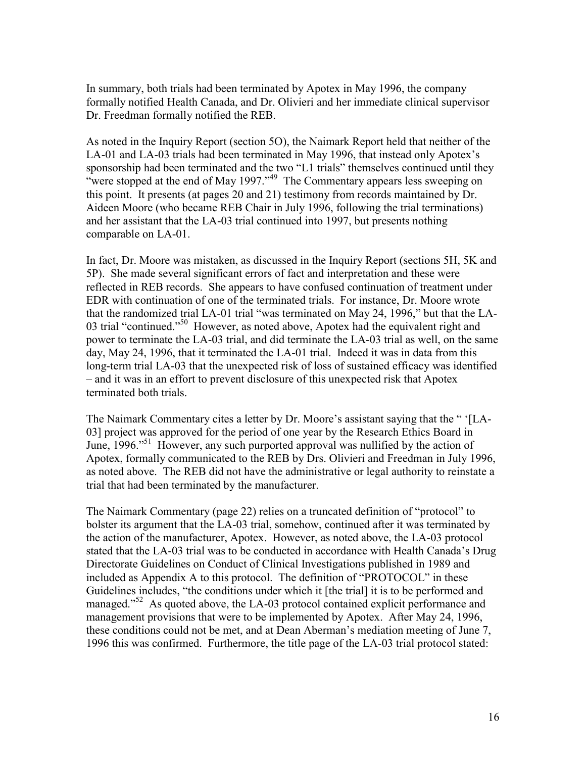In summary, both trials had been terminated by Apotex in May 1996, the company formally notified Health Canada, and Dr. Olivieri and her immediate clinical supervisor Dr. Freedman formally notified the REB.

As noted in the Inquiry Report (section 5O), the Naimark Report held that neither of the LA-01 and LA-03 trials had been terminated in May 1996, that instead only Apotex's sponsorship had been terminated and the two "L1 trials" themselves continued until they "were stopped at the end of May 1997."[49] The Commentary appears less sweeping on this point. It presents (at pages 20 and 21) testimony from records maintained by Dr. Aideen Moore (who became REB Chair in July 1996, following the trial terminations) and her assistant that the LA-03 trial continued into 1997, but presents nothing comparable on LA-01.

In fact, Dr. Moore was mistaken, as discussed in the Inquiry Report (sections 5H, 5K and 5P). She made several significant errors of fact and interpretation and these were reflected in REB records. She appears to have confused continuation of treatment under EDR with continuation of one of the terminated trials. For instance, Dr. Moore wrote that the randomized trial LA-01 trial "was terminated on May 24, 1996," but that the LA-03 trial "continued."[50] However, as noted above, Apotex had the equivalent right and power to terminate the LA-03 trial, and did terminate the LA-03 trial as well, on the same day, May 24, 1996, that it terminated the LA-01 trial. Indeed it was in data from this long-term trial LA-03 that the unexpected risk of loss of sustained efficacy was identified – and it was in an effort to prevent disclosure of this unexpected risk that Apotex terminated both trials.

The Naimark Commentary cites a letter by Dr. Moore's assistant saying that the " '[LA-03] project was approved for the period of one year by the Research Ethics Board in June, 1996."[51] However, any such purported approval was nullified by the action of Apotex, formally communicated to the REB by Drs. Olivieri and Freedman in July 1996, as noted above. The REB did not have the administrative or legal authority to reinstate a trial that had been terminated by the manufacturer.

The Naimark Commentary (page 22) relies on a truncated definition of "protocol" to bolster its argument that the LA-03 trial, somehow, continued after it was terminated by the action of the manufacturer, Apotex. However, as noted above, the LA-03 protocol stated that the LA-03 trial was to be conducted in accordance with Health Canada's Drug Directorate Guidelines on Conduct of Clinical Investigations published in 1989 and included as Appendix A to this protocol. The definition of "PROTOCOL" in these Guidelines includes, "the conditions under which it [the trial] it is to be performed and managed."[52] As quoted above, the LA-03 protocol contained explicit performance and management provisions that were to be implemented by Apotex. After May 24, 1996, these conditions could not be met, and at Dean Aberman's mediation meeting of June 7, 1996 this was confirmed. Furthermore, the title page of the LA-03 trial protocol stated: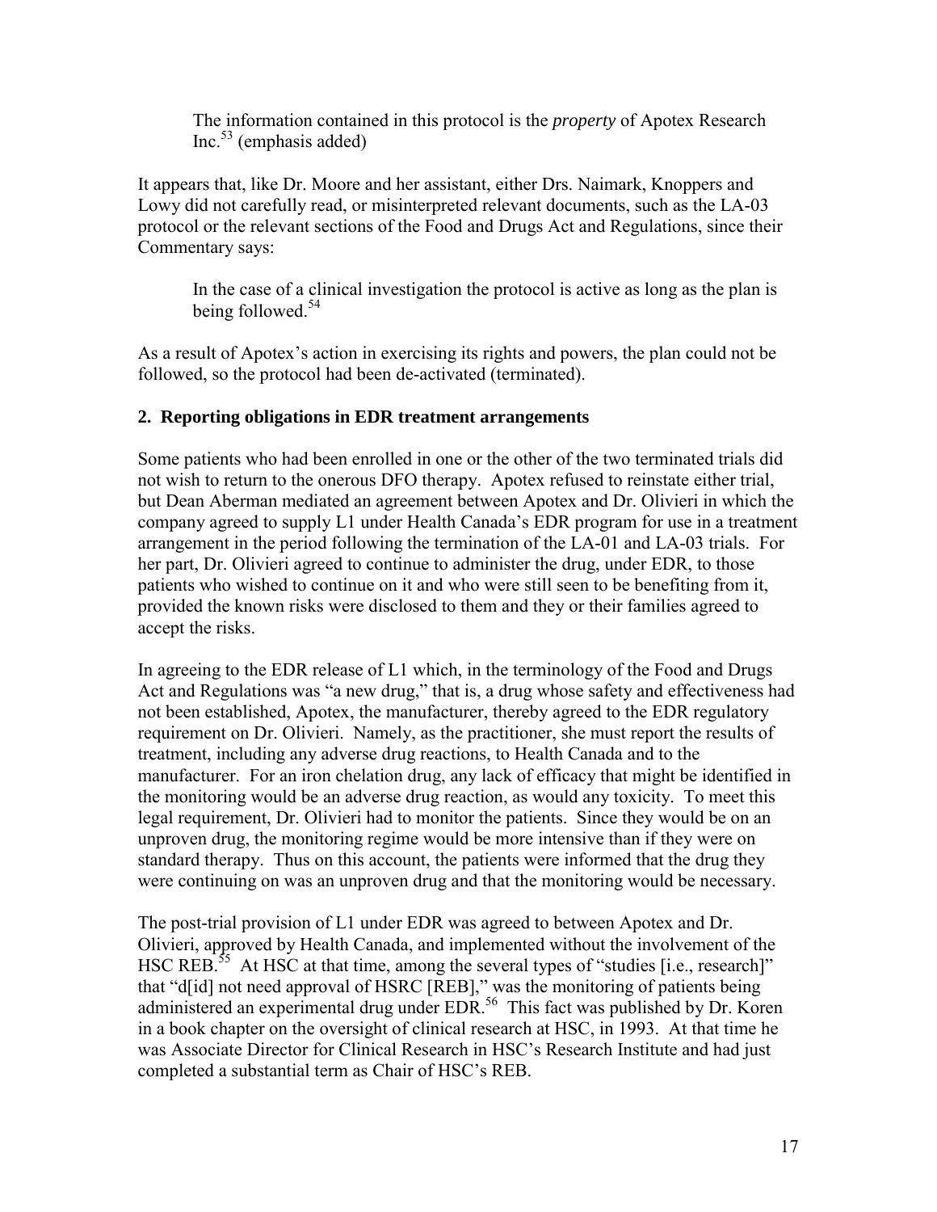> The information contained in this protocol is the *property* of Apotex Research Inc.[53] (emphasis added)

It appears that, like Dr. Moore and her assistant, either Drs. Naimark, Knoppers and Lowy did not carefully read, or misinterpreted relevant documents, such as the LA-03 protocol or the relevant sections of the Food and Drugs Act and Regulations, since their Commentary says:

> In the case of a clinical investigation the protocol is active as long as the plan is being followed.[54]

As a result of Apotex's action in exercising its rights and powers, the plan could not be followed, so the protocol had been de-activated (terminated).

### 2. Reporting obligations in EDR treatment arrangements

Some patients who had been enrolled in one or the other of the two terminated trials did not wish to return to the onerous DFO therapy. Apotex refused to reinstate either trial, but Dean Aberman mediated an agreement between Apotex and Dr. Olivieri in which the company agreed to supply L1 under Health Canada's EDR program for use in a treatment arrangement in the period following the termination of the LA-01 and LA-03 trials. For her part, Dr. Olivieri agreed to continue to administer the drug, under EDR, to those patients who wished to continue on it and who were still seen to be benefiting from it, provided the known risks were disclosed to them and they or their families agreed to accept the risks.

In agreeing to the EDR release of L1 which, in the terminology of the Food and Drugs Act and Regulations was "a new drug," that is, a drug whose safety and effectiveness had not been established, Apotex, the manufacturer, thereby agreed to the EDR regulatory requirement on Dr. Olivieri. Namely, as the practitioner, she must report the results of treatment, including any adverse drug reactions, to Health Canada and to the manufacturer. For an iron chelation drug, any lack of efficacy that might be identified in the monitoring would be an adverse drug reaction, as would any toxicity. To meet this legal requirement, Dr. Olivieri had to monitor the patients. Since they would be on an unproven drug, the monitoring regime would be more intensive than if they were on standard therapy. Thus on this account, the patients were informed that the drug they were continuing on was an unproven drug and that the monitoring would be necessary.

The post-trial provision of L1 under EDR was agreed to between Apotex and Dr. Olivieri, approved by Health Canada, and implemented without the involvement of the HSC REB.[55] At HSC at that time, among the several types of "studies [i.e., research]" that "d[id] not need approval of HSRC [REB]," was the monitoring of patients being administered an experimental drug under EDR.[56] This fact was published by Dr. Koren in a book chapter on the oversight of clinical research at HSC, in 1993. At that time he was Associate Director for Clinical Research in HSC's Research Institute and had just completed a substantial term as Chair of HSC's REB.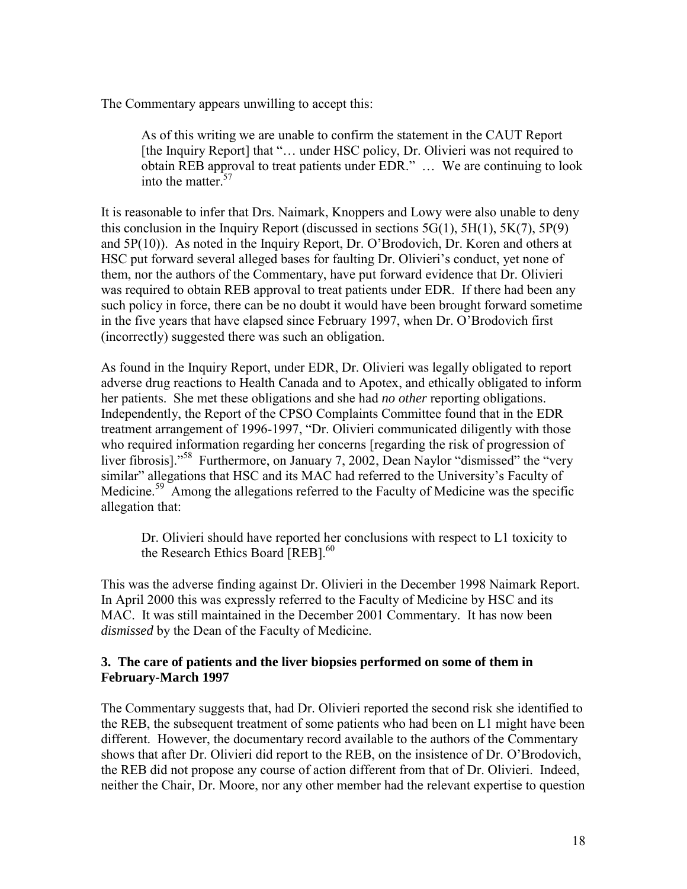The Commentary appears unwilling to accept this:

> As of this writing we are unable to confirm the statement in the CAUT Report [the Inquiry Report] that "… under HSC policy, Dr. Olivieri was not required to obtain REB approval to treat patients under EDR." … We are continuing to look into the matter.[57]

It is reasonable to infer that Drs. Naimark, Knoppers and Lowy were also unable to deny this conclusion in the Inquiry Report (discussed in sections 5G(1), 5H(1), 5K(7), 5P(9) and 5P(10)). As noted in the Inquiry Report, Dr. O'Brodovich, Dr. Koren and others at HSC put forward several alleged bases for faulting Dr. Olivieri's conduct, yet none of them, nor the authors of the Commentary, have put forward evidence that Dr. Olivieri was required to obtain REB approval to treat patients under EDR. If there had been any such policy in force, there can be no doubt it would have been brought forward sometime in the five years that have elapsed since February 1997, when Dr. O'Brodovich first (incorrectly) suggested there was such an obligation.

As found in the Inquiry Report, under EDR, Dr. Olivieri was legally obligated to report adverse drug reactions to Health Canada and to Apotex, and ethically obligated to inform her patients. She met these obligations and she had *no other* reporting obligations. Independently, the Report of the CPSO Complaints Committee found that in the EDR treatment arrangement of 1996-1997, "Dr. Olivieri communicated diligently with those who required information regarding her concerns [regarding the risk of progression of liver fibrosis]."[58] Furthermore, on January 7, 2002, Dean Naylor "dismissed" the "very similar" allegations that HSC and its MAC had referred to the University's Faculty of Medicine.[59] Among the allegations referred to the Faculty of Medicine was the specific allegation that:

> Dr. Olivieri should have reported her conclusions with respect to L1 toxicity to the Research Ethics Board [REB].[60]

This was the adverse finding against Dr. Olivieri in the December 1998 Naimark Report. In April 2000 this was expressly referred to the Faculty of Medicine by HSC and its MAC. It was still maintained in the December 2001 Commentary. It has now been *dismissed* by the Dean of the Faculty of Medicine.

### 3. The care of patients and the liver biopsies performed on some of them in February-March 1997

The Commentary suggests that, had Dr. Olivieri reported the second risk she identified to the REB, the subsequent treatment of some patients who had been on L1 might have been different. However, the documentary record available to the authors of the Commentary shows that after Dr. Olivieri did report to the REB, on the insistence of Dr. O'Brodovich, the REB did not propose any course of action different from that of Dr. Olivieri. Indeed, neither the Chair, Dr. Moore, nor any other member had the relevant expertise to question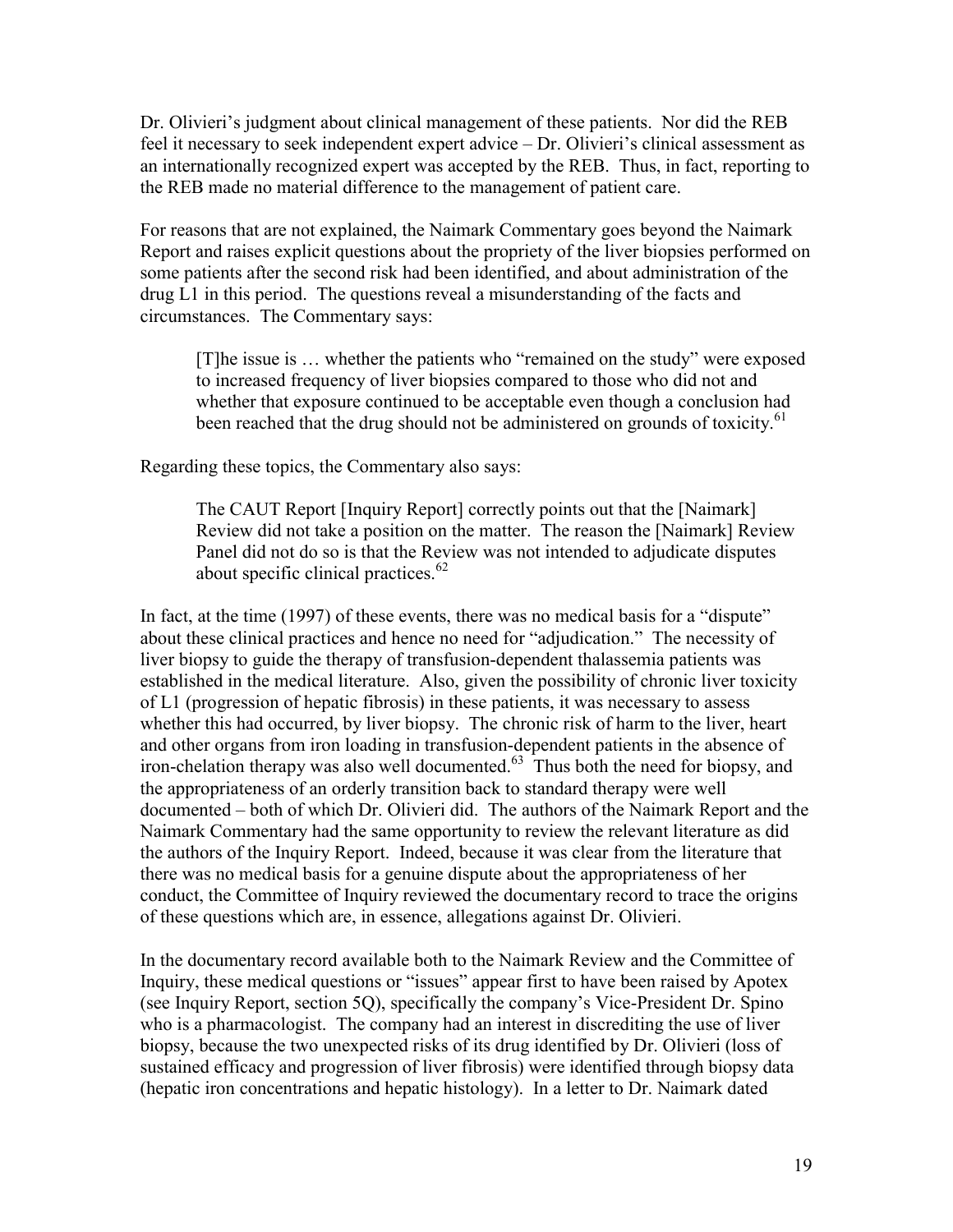Dr. Olivieri's judgment about clinical management of these patients. Nor did the REB feel it necessary to seek independent expert advice – Dr. Olivieri's clinical assessment as an internationally recognized expert was accepted by the REB. Thus, in fact, reporting to the REB made no material difference to the management of patient care.

For reasons that are not explained, the Naimark Commentary goes beyond the Naimark Report and raises explicit questions about the propriety of the liver biopsies performed on some patients after the second risk had been identified, and about administration of the drug L1 in this period. The questions reveal a misunderstanding of the facts and circumstances. The Commentary says:

> [T]he issue is … whether the patients who "remained on the study" were exposed to increased frequency of liver biopsies compared to those who did not and whether that exposure continued to be acceptable even though a conclusion had been reached that the drug should not be administered on grounds of toxicity.[61]

Regarding these topics, the Commentary also says:

> The CAUT Report [Inquiry Report] correctly points out that the [Naimark] Review did not take a position on the matter. The reason the [Naimark] Review Panel did not do so is that the Review was not intended to adjudicate disputes about specific clinical practices.[62]

In fact, at the time (1997) of these events, there was no medical basis for a "dispute" about these clinical practices and hence no need for "adjudication." The necessity of liver biopsy to guide the therapy of transfusion-dependent thalassemia patients was established in the medical literature. Also, given the possibility of chronic liver toxicity of L1 (progression of hepatic fibrosis) in these patients, it was necessary to assess whether this had occurred, by liver biopsy. The chronic risk of harm to the liver, heart and other organs from iron loading in transfusion-dependent patients in the absence of iron-chelation therapy was also well documented.[63] Thus both the need for biopsy, and the appropriateness of an orderly transition back to standard therapy were well documented – both of which Dr. Olivieri did. The authors of the Naimark Report and the Naimark Commentary had the same opportunity to review the relevant literature as did the authors of the Inquiry Report. Indeed, because it was clear from the literature that there was no medical basis for a genuine dispute about the appropriateness of her conduct, the Committee of Inquiry reviewed the documentary record to trace the origins of these questions which are, in essence, allegations against Dr. Olivieri.

In the documentary record available both to the Naimark Review and the Committee of Inquiry, these medical questions or "issues" appear first to have been raised by Apotex (see Inquiry Report, section 5Q), specifically the company's Vice-President Dr. Spino who is a pharmacologist. The company had an interest in discrediting the use of liver biopsy, because the two unexpected risks of its drug identified by Dr. Olivieri (loss of sustained efficacy and progression of liver fibrosis) were identified through biopsy data (hepatic iron concentrations and hepatic histology). In a letter to Dr. Naimark dated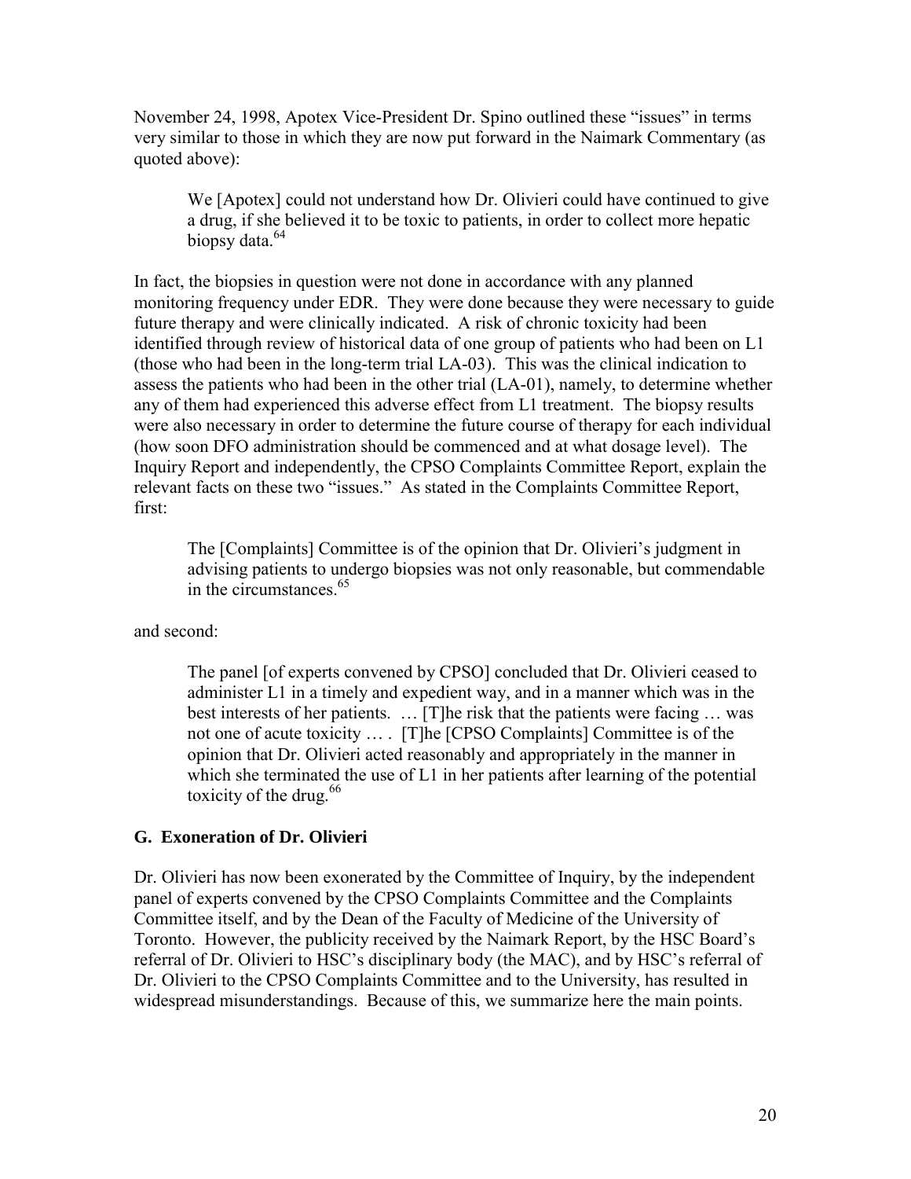November 24, 1998, Apotex Vice-President Dr. Spino outlined these "issues" in terms very similar to those in which they are now put forward in the Naimark Commentary (as quoted above):

> We [Apotex] could not understand how Dr. Olivieri could have continued to give a drug, if she believed it to be toxic to patients, in order to collect more hepatic biopsy data.[64]

In fact, the biopsies in question were not done in accordance with any planned monitoring frequency under EDR. They were done because they were necessary to guide future therapy and were clinically indicated. A risk of chronic toxicity had been identified through review of historical data of one group of patients who had been on L1 (those who had been in the long-term trial LA-03). This was the clinical indication to assess the patients who had been in the other trial (LA-01), namely, to determine whether any of them had experienced this adverse effect from L1 treatment. The biopsy results were also necessary in order to determine the future course of therapy for each individual (how soon DFO administration should be commenced and at what dosage level). The Inquiry Report and independently, the CPSO Complaints Committee Report, explain the relevant facts on these two "issues." As stated in the Complaints Committee Report, first:

> The [Complaints] Committee is of the opinion that Dr. Olivieri's judgment in advising patients to undergo biopsies was not only reasonable, but commendable in the circumstances.[65]

and second:

> The panel [of experts convened by CPSO] concluded that Dr. Olivieri ceased to administer L1 in a timely and expedient way, and in a manner which was in the best interests of her patients. … [T]he risk that the patients were facing … was not one of acute toxicity … . [T]he [CPSO Complaints] Committee is of the opinion that Dr. Olivieri acted reasonably and appropriately in the manner in which she terminated the use of L1 in her patients after learning of the potential toxicity of the drug.[66]

## G. Exoneration of Dr. Olivieri

Dr. Olivieri has now been exonerated by the Committee of Inquiry, by the independent panel of experts convened by the CPSO Complaints Committee and the Complaints Committee itself, and by the Dean of the Faculty of Medicine of the University of Toronto. However, the publicity received by the Naimark Report, by the HSC Board's referral of Dr. Olivieri to HSC's disciplinary body (the MAC), and by HSC's referral of Dr. Olivieri to the CPSO Complaints Committee and to the University, has resulted in widespread misunderstandings. Because of this, we summarize here the main points.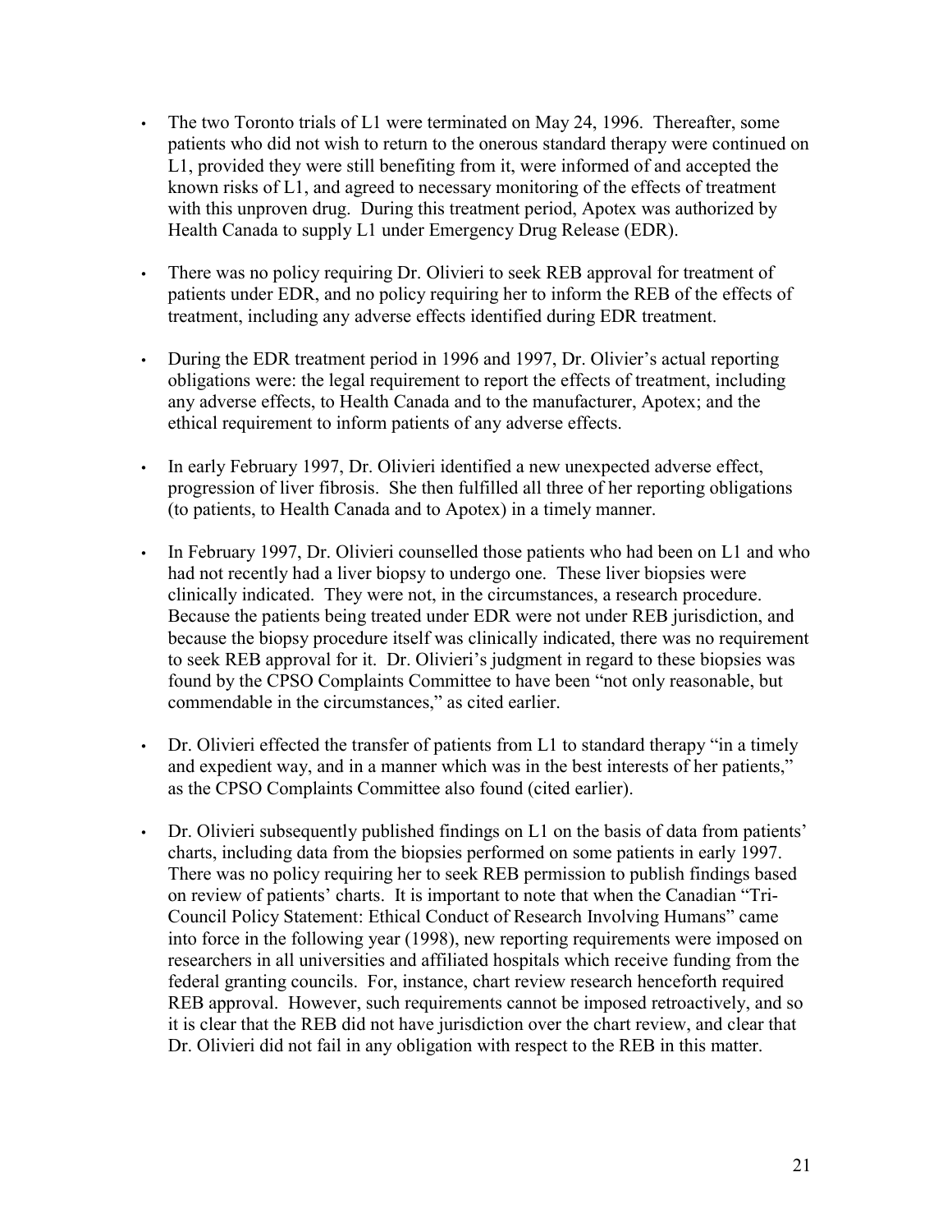- The two Toronto trials of L1 were terminated on May 24, 1996. Thereafter, some patients who did not wish to return to the onerous standard therapy were continued on L1, provided they were still benefiting from it, were informed of and accepted the known risks of L1, and agreed to necessary monitoring of the effects of treatment with this unproven drug. During this treatment period, Apotex was authorized by Health Canada to supply L1 under Emergency Drug Release (EDR).

- There was no policy requiring Dr. Olivieri to seek REB approval for treatment of patients under EDR, and no policy requiring her to inform the REB of the effects of treatment, including any adverse effects identified during EDR treatment.

- During the EDR treatment period in 1996 and 1997, Dr. Olivier's actual reporting obligations were: the legal requirement to report the effects of treatment, including any adverse effects, to Health Canada and to the manufacturer, Apotex; and the ethical requirement to inform patients of any adverse effects.

- In early February 1997, Dr. Olivieri identified a new unexpected adverse effect, progression of liver fibrosis. She then fulfilled all three of her reporting obligations (to patients, to Health Canada and to Apotex) in a timely manner.

- In February 1997, Dr. Olivieri counselled those patients who had been on L1 and who had not recently had a liver biopsy to undergo one. These liver biopsies were clinically indicated. They were not, in the circumstances, a research procedure. Because the patients being treated under EDR were not under REB jurisdiction, and because the biopsy procedure itself was clinically indicated, there was no requirement to seek REB approval for it. Dr. Olivieri's judgment in regard to these biopsies was found by the CPSO Complaints Committee to have been "not only reasonable, but commendable in the circumstances," as cited earlier.

- Dr. Olivieri effected the transfer of patients from L1 to standard therapy "in a timely and expedient way, and in a manner which was in the best interests of her patients," as the CPSO Complaints Committee also found (cited earlier).

- Dr. Olivieri subsequently published findings on L1 on the basis of data from patients' charts, including data from the biopsies performed on some patients in early 1997. There was no policy requiring her to seek REB permission to publish findings based on review of patients' charts. It is important to note that when the Canadian "Tri-Council Policy Statement: Ethical Conduct of Research Involving Humans" came into force in the following year (1998), new reporting requirements were imposed on researchers in all universities and affiliated hospitals which receive funding from the federal granting councils. For, instance, chart review research henceforth required REB approval. However, such requirements cannot be imposed retroactively, and so it is clear that the REB did not have jurisdiction over the chart review, and clear that Dr. Olivieri did not fail in any obligation with respect to the REB in this matter.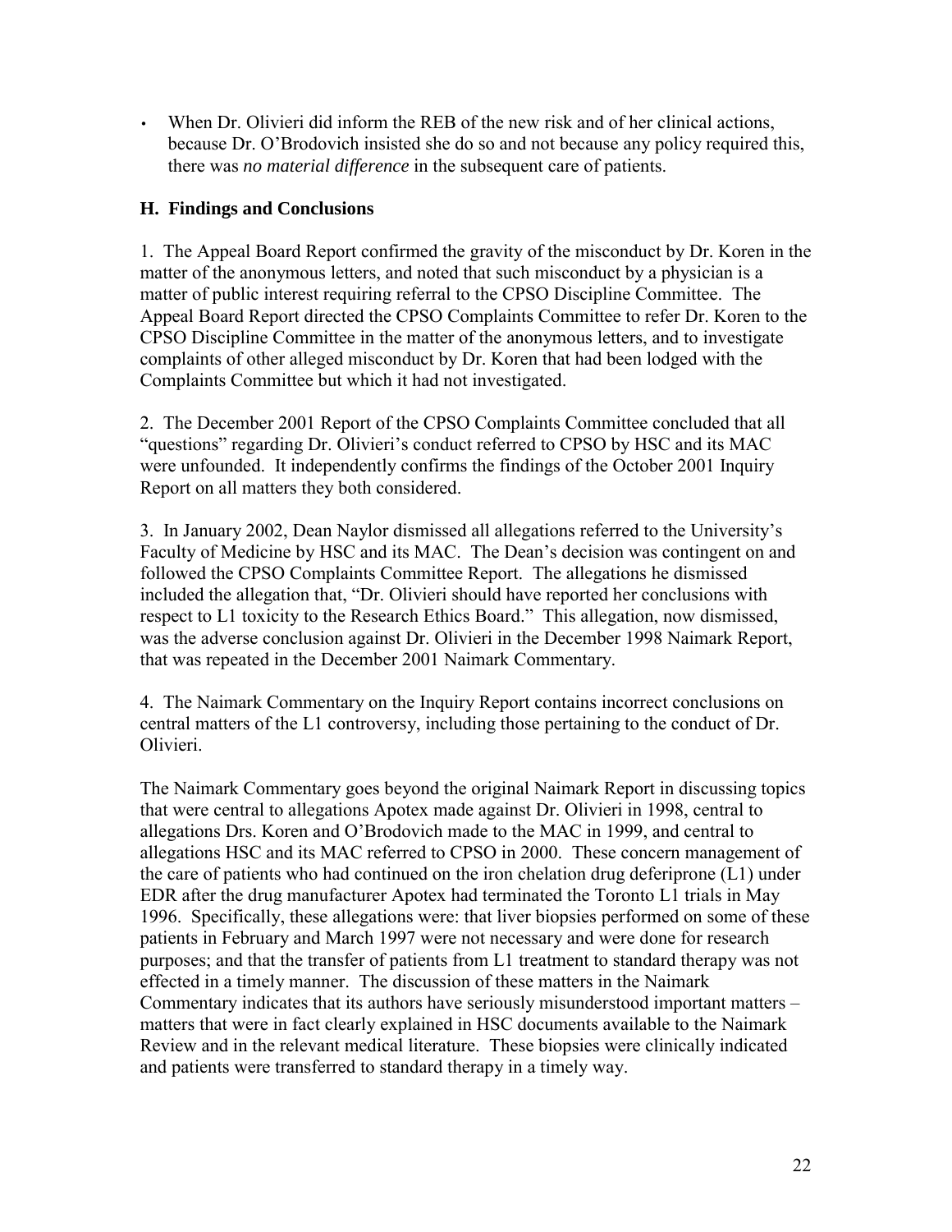- When Dr. Olivieri did inform the REB of the new risk and of her clinical actions, because Dr. O'Brodovich insisted she do so and not because any policy required this, there was *no material difference* in the subsequent care of patients.

### H. Findings and Conclusions

1. The Appeal Board Report confirmed the gravity of the misconduct by Dr. Koren in the matter of the anonymous letters, and noted that such misconduct by a physician is a matter of public interest requiring referral to the CPSO Discipline Committee. The Appeal Board Report directed the CPSO Complaints Committee to refer Dr. Koren to the CPSO Discipline Committee in the matter of the anonymous letters, and to investigate complaints of other alleged misconduct by Dr. Koren that had been lodged with the Complaints Committee but which it had not investigated.

2. The December 2001 Report of the CPSO Complaints Committee concluded that all "questions" regarding Dr. Olivieri's conduct referred to CPSO by HSC and its MAC were unfounded. It independently confirms the findings of the October 2001 Inquiry Report on all matters they both considered.

3. In January 2002, Dean Naylor dismissed all allegations referred to the University's Faculty of Medicine by HSC and its MAC. The Dean's decision was contingent on and followed the CPSO Complaints Committee Report. The allegations he dismissed included the allegation that, "Dr. Olivieri should have reported her conclusions with respect to L1 toxicity to the Research Ethics Board." This allegation, now dismissed, was the adverse conclusion against Dr. Olivieri in the December 1998 Naimark Report, that was repeated in the December 2001 Naimark Commentary.

4. The Naimark Commentary on the Inquiry Report contains incorrect conclusions on central matters of the L1 controversy, including those pertaining to the conduct of Dr. Olivieri.

The Naimark Commentary goes beyond the original Naimark Report in discussing topics that were central to allegations Apotex made against Dr. Olivieri in 1998, central to allegations Drs. Koren and O'Brodovich made to the MAC in 1999, and central to allegations HSC and its MAC referred to CPSO in 2000. These concern management of the care of patients who had continued on the iron chelation drug deferiprone (L1) under EDR after the drug manufacturer Apotex had terminated the Toronto L1 trials in May 1996. Specifically, these allegations were: that liver biopsies performed on some of these patients in February and March 1997 were not necessary and were done for research purposes; and that the transfer of patients from L1 treatment to standard therapy was not effected in a timely manner. The discussion of these matters in the Naimark Commentary indicates that its authors have seriously misunderstood important matters – matters that were in fact clearly explained in HSC documents available to the Naimark Review and in the relevant medical literature. These biopsies were clinically indicated and patients were transferred to standard therapy in a timely way.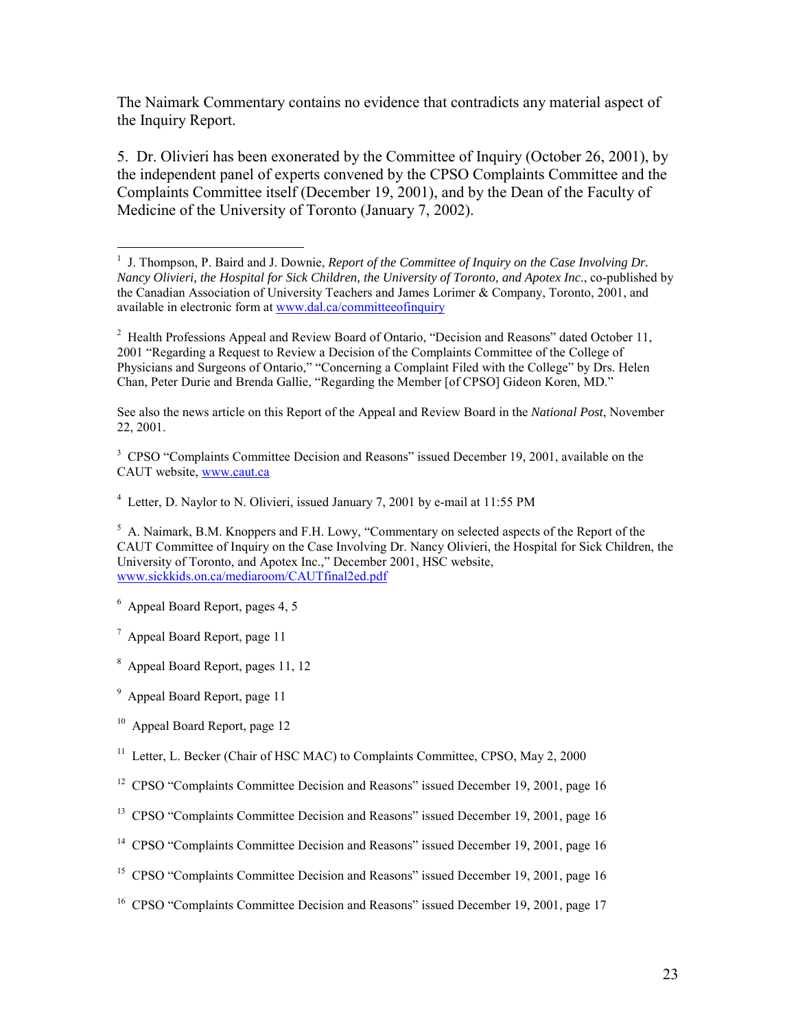The Naimark Commentary contains no evidence that contradicts any material aspect of the Inquiry Report.

5. Dr. Olivieri has been exonerated by the Committee of Inquiry (October 26, 2001), by the independent panel of experts convened by the CPSO Complaints Committee and the Complaints Committee itself (December 19, 2001), and by the Dean of the Faculty of Medicine of the University of Toronto (January 7, 2002).

---

[1] J. Thompson, P. Baird and J. Downie, *Report of the Committee of Inquiry on the Case Involving Dr. Nancy Olivieri, the Hospital for Sick Children, the University of Toronto, and Apotex Inc.*, co-published by the Canadian Association of University Teachers and James Lorimer & Company, Toronto, 2001, and available in electronic form at www.dal.ca/committeeofinquiry

[2] Health Professions Appeal and Review Board of Ontario, "Decision and Reasons" dated October 11, 2001 "Regarding a Request to Review a Decision of the Complaints Committee of the College of Physicians and Surgeons of Ontario," "Concerning a Complaint Filed with the College" by Drs. Helen Chan, Peter Durie and Brenda Gallie, "Regarding the Member [of CPSO] Gideon Koren, MD."

See also the news article on this Report of the Appeal and Review Board in the *National Post*, November 22, 2001.

[3] CPSO "Complaints Committee Decision and Reasons" issued December 19, 2001, available on the CAUT website, www.caut.ca

[4] Letter, D. Naylor to N. Olivieri, issued January 7, 2001 by e-mail at 11:55 PM

[5] A. Naimark, B.M. Knoppers and F.H. Lowy, "Commentary on selected aspects of the Report of the CAUT Committee of Inquiry on the Case Involving Dr. Nancy Olivieri, the Hospital for Sick Children, the University of Toronto, and Apotex Inc.," December 2001, HSC website, www.sickkids.on.ca/mediaroom/CAUTfinal2ed.pdf

[6] Appeal Board Report, pages 4, 5

[7] Appeal Board Report, page 11

[8] Appeal Board Report, pages 11, 12

[9] Appeal Board Report, page 11

[10] Appeal Board Report, page 12

[11] Letter, L. Becker (Chair of HSC MAC) to Complaints Committee, CPSO, May 2, 2000

[12] CPSO "Complaints Committee Decision and Reasons" issued December 19, 2001, page 16

[13] CPSO "Complaints Committee Decision and Reasons" issued December 19, 2001, page 16

[14] CPSO "Complaints Committee Decision and Reasons" issued December 19, 2001, page 16

[15] CPSO "Complaints Committee Decision and Reasons" issued December 19, 2001, page 16

[16] CPSO "Complaints Committee Decision and Reasons" issued December 19, 2001, page 17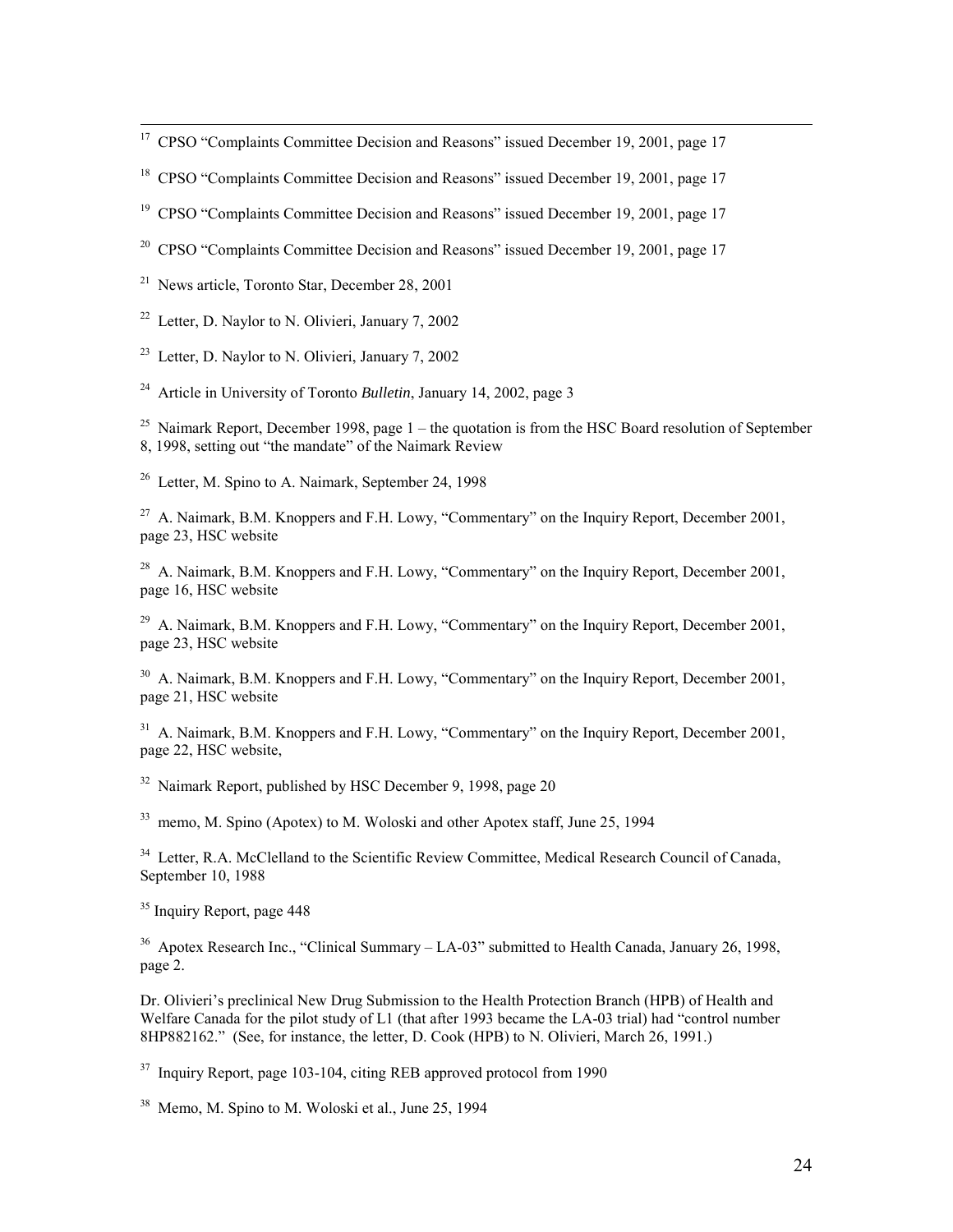[17] CPSO "Complaints Committee Decision and Reasons" issued December 19, 2001, page 17

[18] CPSO "Complaints Committee Decision and Reasons" issued December 19, 2001, page 17

[19] CPSO "Complaints Committee Decision and Reasons" issued December 19, 2001, page 17

[20] CPSO "Complaints Committee Decision and Reasons" issued December 19, 2001, page 17

[21] News article, Toronto Star, December 28, 2001

[22] Letter, D. Naylor to N. Olivieri, January 7, 2002

[23] Letter, D. Naylor to N. Olivieri, January 7, 2002

[24] Article in University of Toronto *Bulletin*, January 14, 2002, page 3

[25] Naimark Report, December 1998, page 1 – the quotation is from the HSC Board resolution of September 8, 1998, setting out "the mandate" of the Naimark Review

[26] Letter, M. Spino to A. Naimark, September 24, 1998

[27] A. Naimark, B.M. Knoppers and F.H. Lowy, "Commentary" on the Inquiry Report, December 2001, page 23, HSC website

[28] A. Naimark, B.M. Knoppers and F.H. Lowy, "Commentary" on the Inquiry Report, December 2001, page 16, HSC website

[29] A. Naimark, B.M. Knoppers and F.H. Lowy, "Commentary" on the Inquiry Report, December 2001, page 23, HSC website

[30] A. Naimark, B.M. Knoppers and F.H. Lowy, "Commentary" on the Inquiry Report, December 2001, page 21, HSC website

[31] A. Naimark, B.M. Knoppers and F.H. Lowy, "Commentary" on the Inquiry Report, December 2001, page 22, HSC website,

[32] Naimark Report, published by HSC December 9, 1998, page 20

[33] memo, M. Spino (Apotex) to M. Woloski and other Apotex staff, June 25, 1994

[34] Letter, R.A. McClelland to the Scientific Review Committee, Medical Research Council of Canada, September 10, 1988

[35] Inquiry Report, page 448

[36] Apotex Research Inc., "Clinical Summary – LA-03" submitted to Health Canada, January 26, 1998, page 2.

Dr. Olivieri's preclinical New Drug Submission to the Health Protection Branch (HPB) of Health and Welfare Canada for the pilot study of L1 (that after 1993 became the LA-03 trial) had "control number 8HP882162." (See, for instance, the letter, D. Cook (HPB) to N. Olivieri, March 26, 1991.)

[37] Inquiry Report, page 103-104, citing REB approved protocol from 1990

[38] Memo, M. Spino to M. Woloski et al., June 25, 1994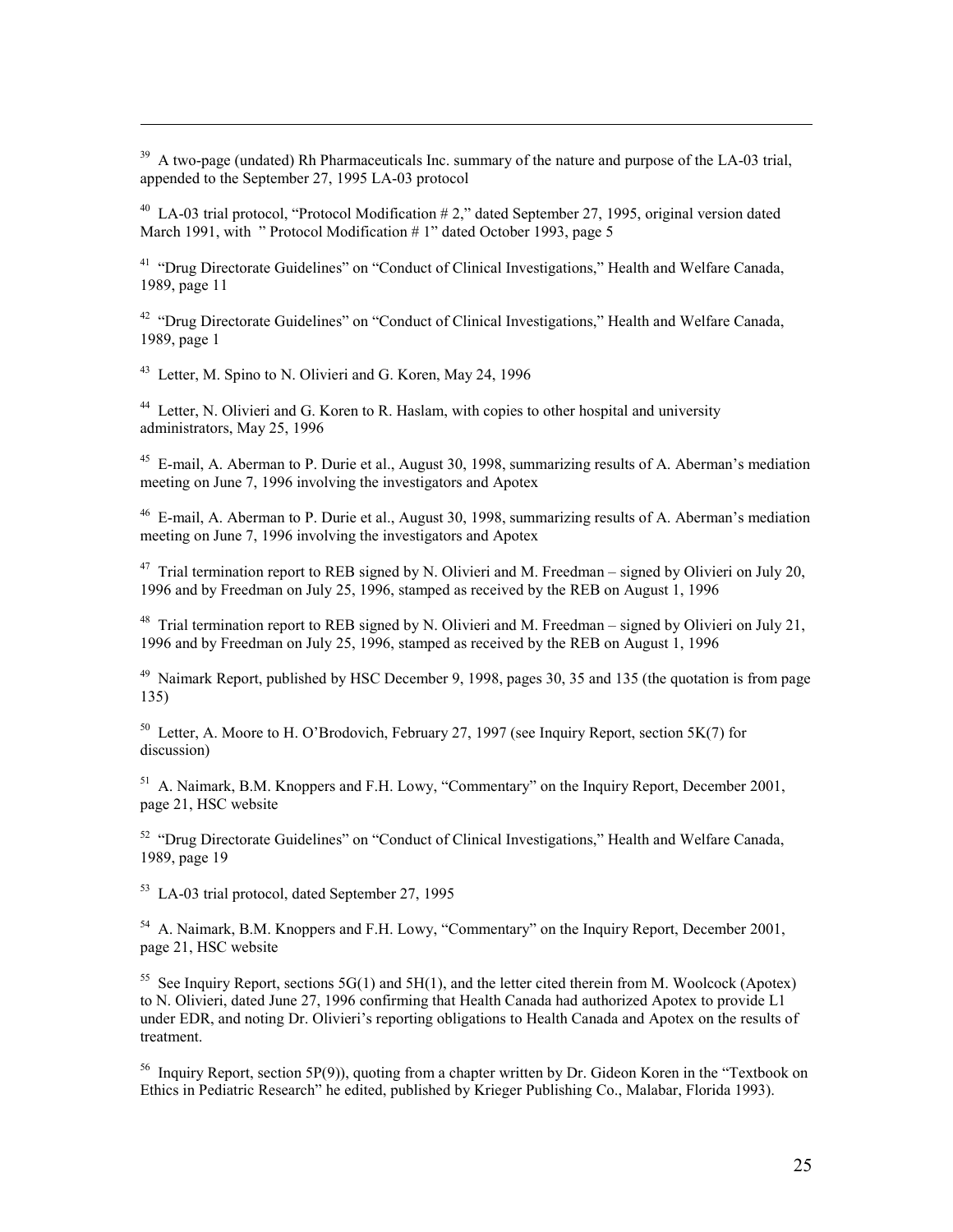[39] A two-page (undated) Rh Pharmaceuticals Inc. summary of the nature and purpose of the LA-03 trial, appended to the September 27, 1995 LA-03 protocol

[40] LA-03 trial protocol, "Protocol Modification # 2," dated September 27, 1995, original version dated March 1991, with " Protocol Modification # 1" dated October 1993, page 5

[41] "Drug Directorate Guidelines" on "Conduct of Clinical Investigations," Health and Welfare Canada, 1989, page 11

[42] "Drug Directorate Guidelines" on "Conduct of Clinical Investigations," Health and Welfare Canada, 1989, page 1

[43] Letter, M. Spino to N. Olivieri and G. Koren, May 24, 1996

[44] Letter, N. Olivieri and G. Koren to R. Haslam, with copies to other hospital and university administrators, May 25, 1996

[45] E-mail, A. Aberman to P. Durie et al., August 30, 1998, summarizing results of A. Aberman's mediation meeting on June 7, 1996 involving the investigators and Apotex

[46] E-mail, A. Aberman to P. Durie et al., August 30, 1998, summarizing results of A. Aberman's mediation meeting on June 7, 1996 involving the investigators and Apotex

[47] Trial termination report to REB signed by N. Olivieri and M. Freedman – signed by Olivieri on July 20, 1996 and by Freedman on July 25, 1996, stamped as received by the REB on August 1, 1996

[48] Trial termination report to REB signed by N. Olivieri and M. Freedman – signed by Olivieri on July 21, 1996 and by Freedman on July 25, 1996, stamped as received by the REB on August 1, 1996

[49] Naimark Report, published by HSC December 9, 1998, pages 30, 35 and 135 (the quotation is from page 135)

[50] Letter, A. Moore to H. O'Brodovich, February 27, 1997 (see Inquiry Report, section 5K(7) for discussion)

[51] A. Naimark, B.M. Knoppers and F.H. Lowy, "Commentary" on the Inquiry Report, December 2001, page 21, HSC website

[52] "Drug Directorate Guidelines" on "Conduct of Clinical Investigations," Health and Welfare Canada, 1989, page 19

[53] LA-03 trial protocol, dated September 27, 1995

[54] A. Naimark, B.M. Knoppers and F.H. Lowy, "Commentary" on the Inquiry Report, December 2001, page 21, HSC website

[55] See Inquiry Report, sections 5G(1) and 5H(1), and the letter cited therein from M. Woolcock (Apotex) to N. Olivieri, dated June 27, 1996 confirming that Health Canada had authorized Apotex to provide L1 under EDR, and noting Dr. Olivieri's reporting obligations to Health Canada and Apotex on the results of treatment.

[56] Inquiry Report, section 5P(9)), quoting from a chapter written by Dr. Gideon Koren in the "Textbook on Ethics in Pediatric Research" he edited, published by Krieger Publishing Co., Malabar, Florida 1993).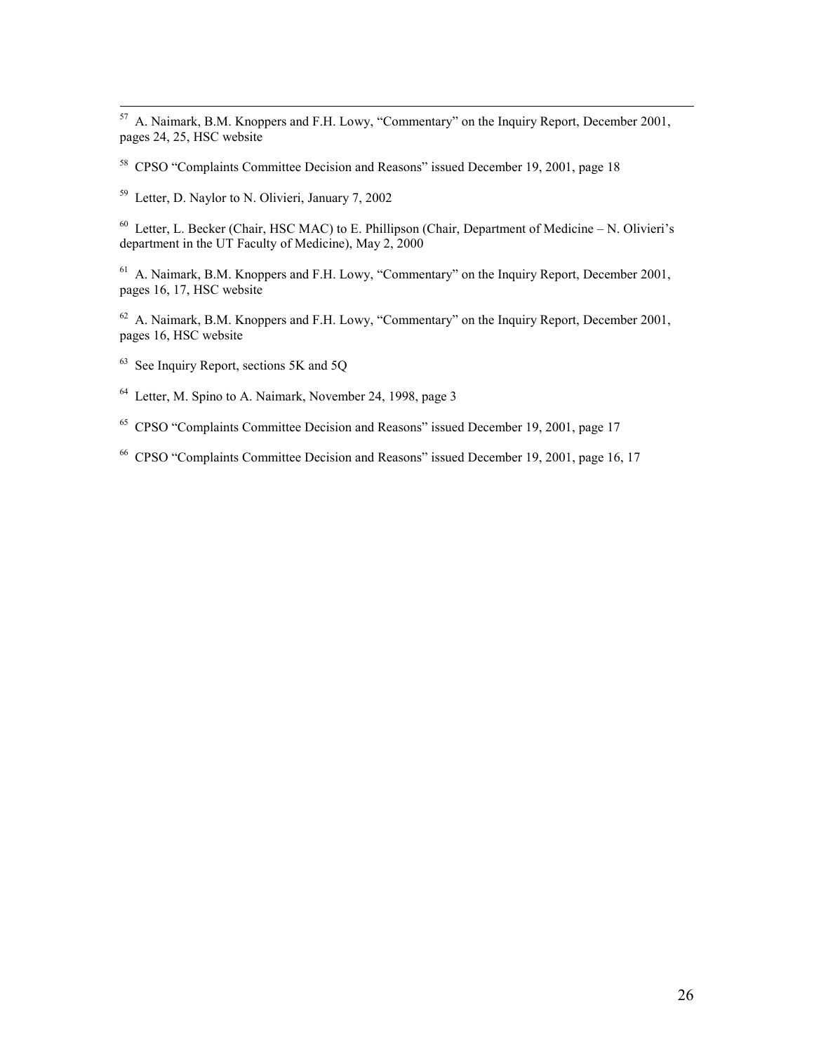[57] A. Naimark, B.M. Knoppers and F.H. Lowy, "Commentary" on the Inquiry Report, December 2001, pages 24, 25, HSC website

[58] CPSO "Complaints Committee Decision and Reasons" issued December 19, 2001, page 18

[59] Letter, D. Naylor to N. Olivieri, January 7, 2002

[60] Letter, L. Becker (Chair, HSC MAC) to E. Phillipson (Chair, Department of Medicine – N. Olivieri's department in the UT Faculty of Medicine), May 2, 2000

[61] A. Naimark, B.M. Knoppers and F.H. Lowy, "Commentary" on the Inquiry Report, December 2001, pages 16, 17, HSC website

[62] A. Naimark, B.M. Knoppers and F.H. Lowy, "Commentary" on the Inquiry Report, December 2001, pages 16, HSC website

[63] See Inquiry Report, sections 5K and 5Q

[64] Letter, M. Spino to A. Naimark, November 24, 1998, page 3

[65] CPSO "Complaints Committee Decision and Reasons" issued December 19, 2001, page 17

[66] CPSO "Complaints Committee Decision and Reasons" issued December 19, 2001, page 16, 17